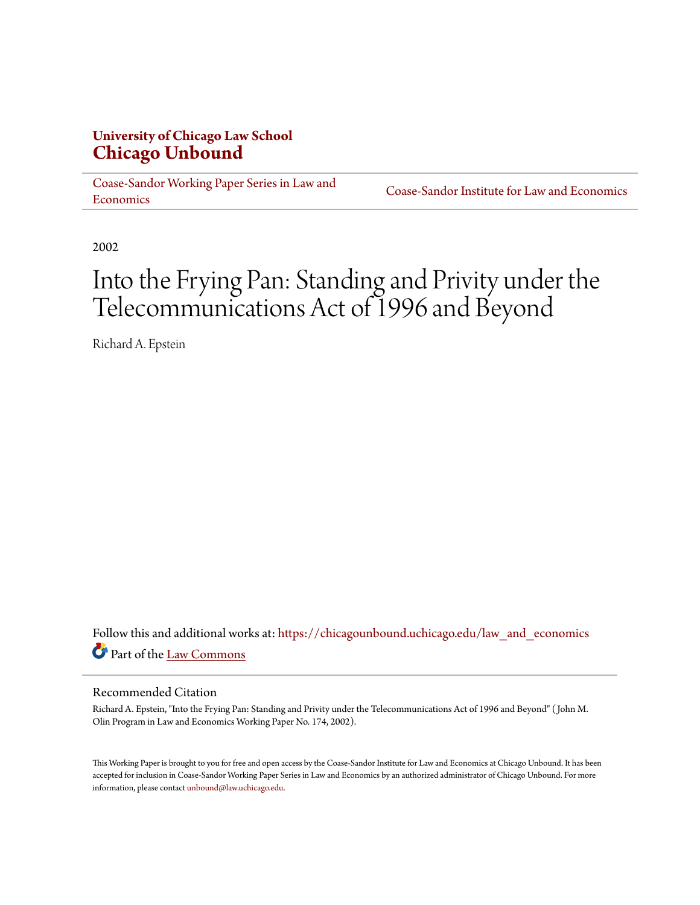**University of Chicago Law School**
**Chicago Unbound**

Coase-Sandor Working Paper Series in Law and Economics | Coase-Sandor Institute for Law and Economics

2002

# Into the Frying Pan: Standing and Privity under the Telecommunications Act of 1996 and Beyond

Richard A. Epstein

Follow this and additional works at: https://chicagounbound.uchicago.edu/law_and_economics

Part of the Law Commons

## Recommended Citation

Richard A. Epstein, "Into the Frying Pan: Standing and Privity under the Telecommunications Act of 1996 and Beyond" ( John M. Olin Program in Law and Economics Working Paper No. 174, 2002).

This Working Paper is brought to you for free and open access by the Coase-Sandor Institute for Law and Economics at Chicago Unbound. It has been accepted for inclusion in Coase-Sandor Working Paper Series in Law and Economics by an authorized administrator of Chicago Unbound. For more information, please contact unbound@law.uchicago.edu.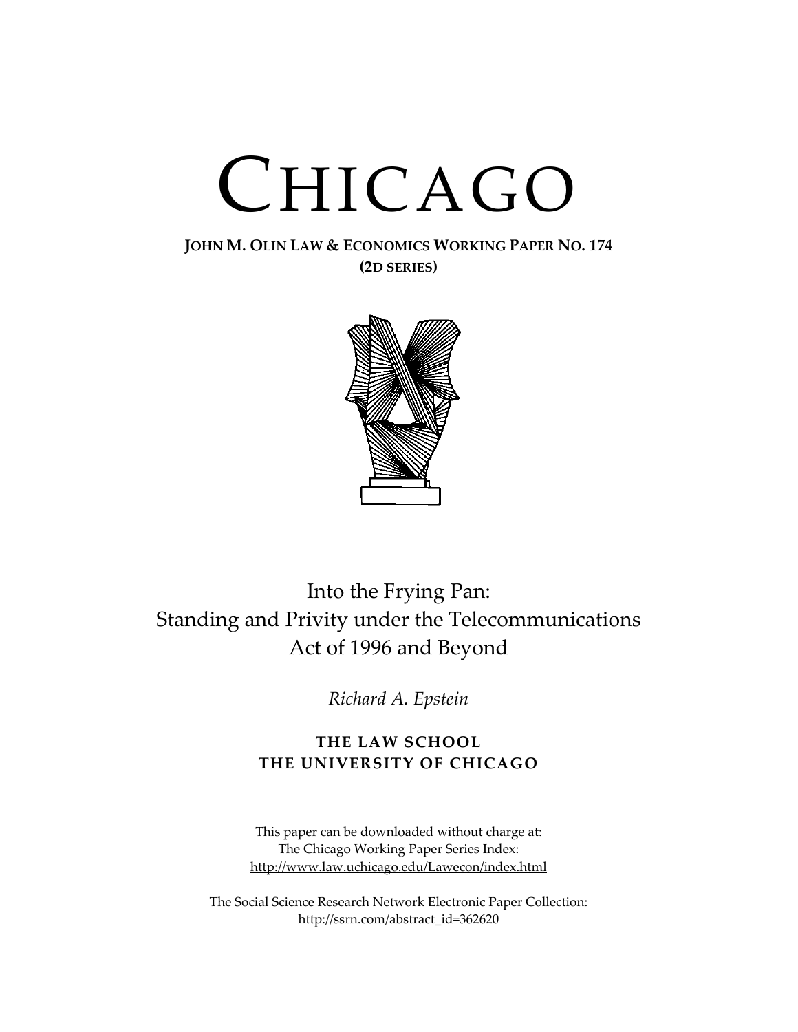# CHICAGO

**JOHN M. OLIN LAW & ECONOMICS WORKING PAPER NO. 174**
**(2D SERIES)**

Into the Frying Pan:
Standing and Privity under the Telecommunications
Act of 1996 and Beyond

*Richard A. Epstein*

**THE LAW SCHOOL**
**THE UNIVERSITY OF CHICAGO**

This paper can be downloaded without charge at:
The Chicago Working Paper Series Index:
http://www.law.uchicago.edu/Lawecon/index.html

The Social Science Research Network Electronic Paper Collection:
http://ssrn.com/abstract_id=362620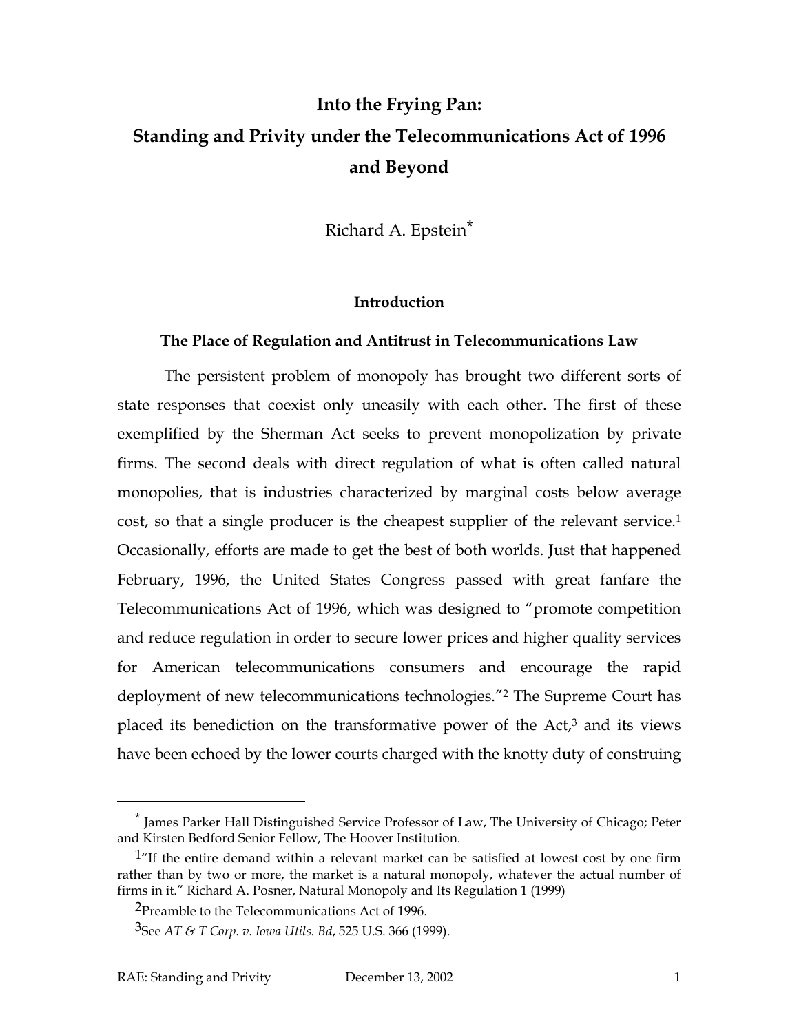# Into the Frying Pan:
# Standing and Privity under the Telecommunications Act of 1996 and Beyond

Richard A. Epstein*

## Introduction

### The Place of Regulation and Antitrust in Telecommunications Law

The persistent problem of monopoly has brought two different sorts of state responses that coexist only uneasily with each other. The first of these exemplified by the Sherman Act seeks to prevent monopolization by private firms. The second deals with direct regulation of what is often called natural monopolies, that is industries characterized by marginal costs below average cost, so that a single producer is the cheapest supplier of the relevant service.[1] Occasionally, efforts are made to get the best of both worlds. Just that happened February, 1996, the United States Congress passed with great fanfare the Telecommunications Act of 1996, which was designed to "promote competition and reduce regulation in order to secure lower prices and higher quality services for American telecommunications consumers and encourage the rapid deployment of new telecommunications technologies."[2] The Supreme Court has placed its benediction on the transformative power of the Act,[3] and its views have been echoed by the lower courts charged with the knotty duty of construing

---

* James Parker Hall Distinguished Service Professor of Law, The University of Chicago; Peter and Kirsten Bedford Senior Fellow, The Hoover Institution.

[1] "If the entire demand within a relevant market can be satisfied at lowest cost by one firm rather than by two or more, the market is a natural monopoly, whatever the actual number of firms in it." Richard A. Posner, Natural Monopoly and Its Regulation 1 (1999)

[2] Preamble to the Telecommunications Act of 1996.

[3] See *AT & T Corp. v. Iowa Utils. Bd*, 525 U.S. 366 (1999).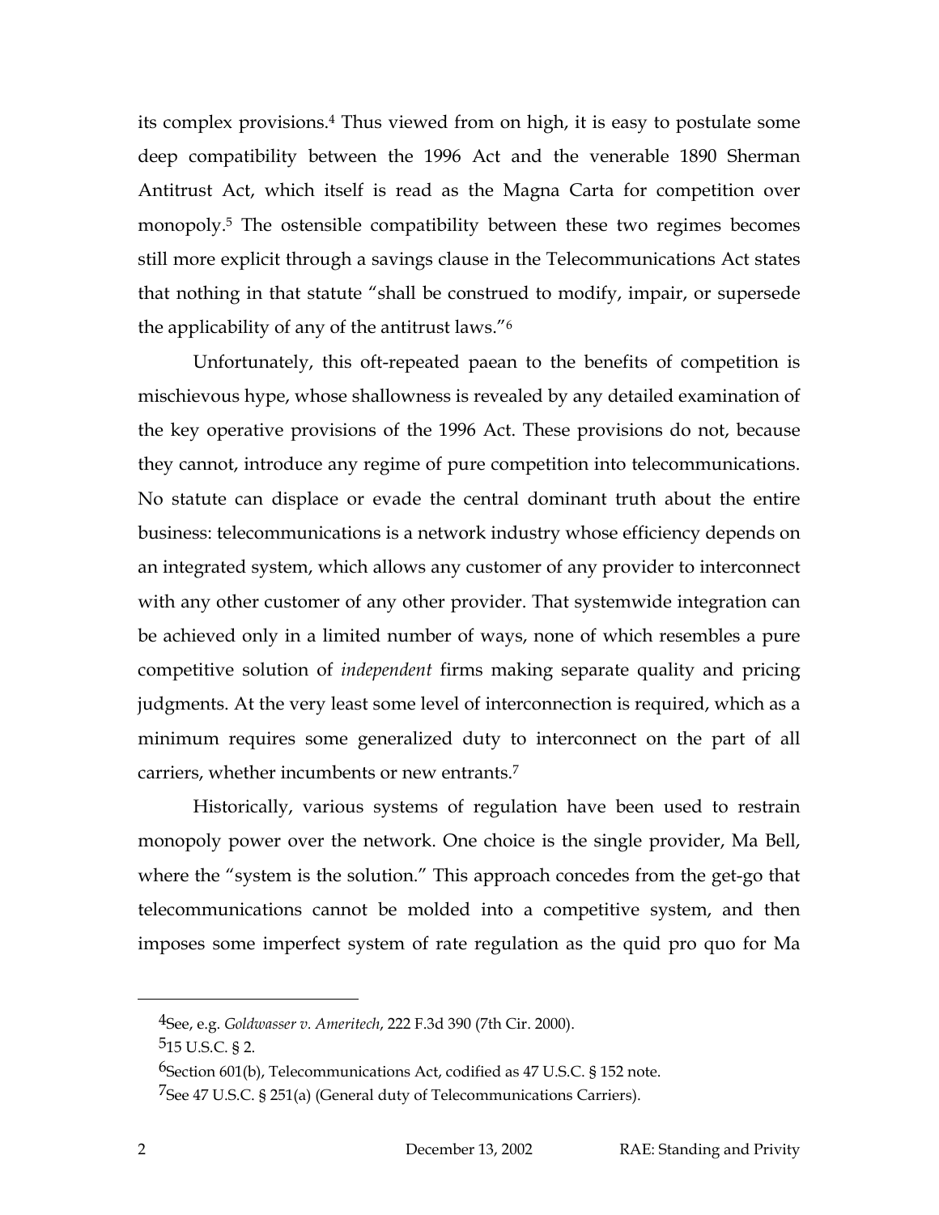its complex provisions.[4] Thus viewed from on high, it is easy to postulate some deep compatibility between the 1996 Act and the venerable 1890 Sherman Antitrust Act, which itself is read as the Magna Carta for competition over monopoly.[5] The ostensible compatibility between these two regimes becomes still more explicit through a savings clause in the Telecommunications Act states that nothing in that statute "shall be construed to modify, impair, or supersede the applicability of any of the antitrust laws."[6]

Unfortunately, this oft-repeated paean to the benefits of competition is mischievous hype, whose shallowness is revealed by any detailed examination of the key operative provisions of the 1996 Act. These provisions do not, because they cannot, introduce any regime of pure competition into telecommunications. No statute can displace or evade the central dominant truth about the entire business: telecommunications is a network industry whose efficiency depends on an integrated system, which allows any customer of any provider to interconnect with any other customer of any other provider. That systemwide integration can be achieved only in a limited number of ways, none of which resembles a pure competitive solution of *independent* firms making separate quality and pricing judgments. At the very least some level of interconnection is required, which as a minimum requires some generalized duty to interconnect on the part of all carriers, whether incumbents or new entrants.[7]

Historically, various systems of regulation have been used to restrain monopoly power over the network. One choice is the single provider, Ma Bell, where the "system is the solution." This approach concedes from the get-go that telecommunications cannot be molded into a competitive system, and then imposes some imperfect system of rate regulation as the quid pro quo for Ma

---

[4] See, e.g. *Goldwasser v. Ameritech*, 222 F.3d 390 (7th Cir. 2000).

[5] 15 U.S.C. § 2.

[6] Section 601(b), Telecommunications Act, codified as 47 U.S.C. § 152 note.

[7] See 47 U.S.C. § 251(a) (General duty of Telecommunications Carriers).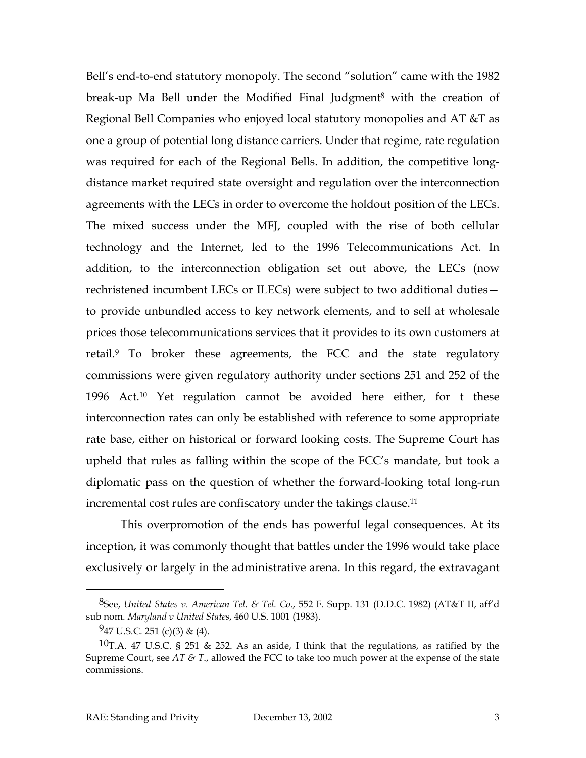Bell's end-to-end statutory monopoly. The second "solution" came with the 1982 break-up Ma Bell under the Modified Final Judgment[8] with the creation of Regional Bell Companies who enjoyed local statutory monopolies and AT &T as one a group of potential long distance carriers. Under that regime, rate regulation was required for each of the Regional Bells. In addition, the competitive long-distance market required state oversight and regulation over the interconnection agreements with the LECs in order to overcome the holdout position of the LECs. The mixed success under the MFJ, coupled with the rise of both cellular technology and the Internet, led to the 1996 Telecommunications Act. In addition, to the interconnection obligation set out above, the LECs (now rechristened incumbent LECs or ILECs) were subject to two additional duties—to provide unbundled access to key network elements, and to sell at wholesale prices those telecommunications services that it provides to its own customers at retail.[9] To broker these agreements, the FCC and the state regulatory commissions were given regulatory authority under sections 251 and 252 of the 1996 Act.[10] Yet regulation cannot be avoided here either, for t these interconnection rates can only be established with reference to some appropriate rate base, either on historical or forward looking costs. The Supreme Court has upheld that rules as falling within the scope of the FCC's mandate, but took a diplomatic pass on the question of whether the forward-looking total long-run incremental cost rules are confiscatory under the takings clause.[11]

This overpromotion of the ends has powerful legal consequences. At its inception, it was commonly thought that battles under the 1996 would take place exclusively or largely in the administrative arena. In this regard, the extravagant

---

[8] See, *United States v. American Tel. & Tel. Co.*, 552 F. Supp. 131 (D.D.C. 1982) (AT&T II, aff'd sub nom. *Maryland v United States*, 460 U.S. 1001 (1983).

[9] 47 U.S.C. 251 (c)(3) & (4).

[10] T.A. 47 U.S.C. § 251 & 252. As an aside, I think that the regulations, as ratified by the Supreme Court, see *AT & T.*, allowed the FCC to take too much power at the expense of the state commissions.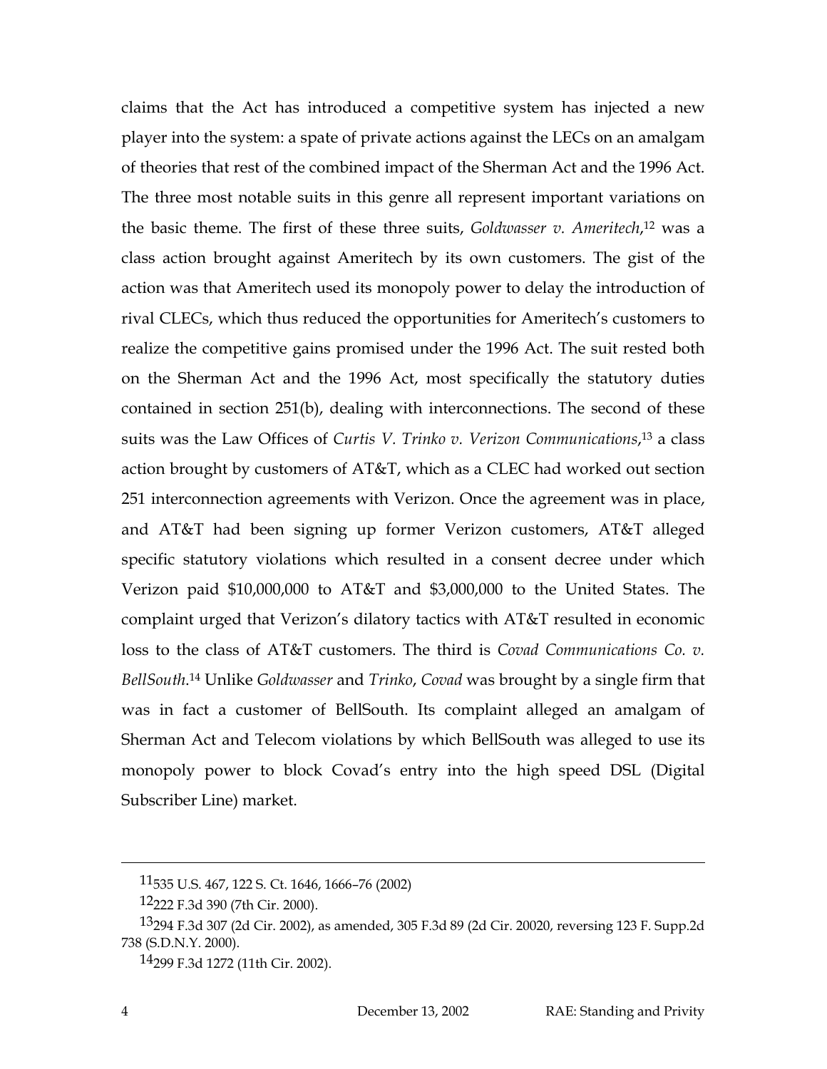claims that the Act has introduced a competitive system has injected a new player into the system: a spate of private actions against the LECs on an amalgam of theories that rest of the combined impact of the Sherman Act and the 1996 Act. The three most notable suits in this genre all represent important variations on the basic theme. The first of these three suits, *Goldwasser v. Ameritech*,[12] was a class action brought against Ameritech by its own customers. The gist of the action was that Ameritech used its monopoly power to delay the introduction of rival CLECs, which thus reduced the opportunities for Ameritech's customers to realize the competitive gains promised under the 1996 Act. The suit rested both on the Sherman Act and the 1996 Act, most specifically the statutory duties contained in section 251(b), dealing with interconnections. The second of these suits was the Law Offices of *Curtis V. Trinko v. Verizon Communications*,[13] a class action brought by customers of AT&T, which as a CLEC had worked out section 251 interconnection agreements with Verizon. Once the agreement was in place, and AT&T had been signing up former Verizon customers, AT&T alleged specific statutory violations which resulted in a consent decree under which Verizon paid $10,000,000 to AT&T and $3,000,000 to the United States. The complaint urged that Verizon's dilatory tactics with AT&T resulted in economic loss to the class of AT&T customers. The third is *Covad Communications Co. v. BellSouth*.[14] Unlike *Goldwasser* and *Trinko*, *Covad* was brought by a single firm that was in fact a customer of BellSouth. Its complaint alleged an amalgam of Sherman Act and Telecom violations by which BellSouth was alleged to use its monopoly power to block Covad's entry into the high speed DSL (Digital Subscriber Line) market.

---

[11] 535 U.S. 467, 122 S. Ct. 1646, 1666–76 (2002)

[12] 222 F.3d 390 (7th Cir. 2000).

[13] 294 F.3d 307 (2d Cir. 2002), as amended, 305 F.3d 89 (2d Cir. 20020, reversing 123 F. Supp.2d 738 (S.D.N.Y. 2000).

[14] 299 F.3d 1272 (11th Cir. 2002).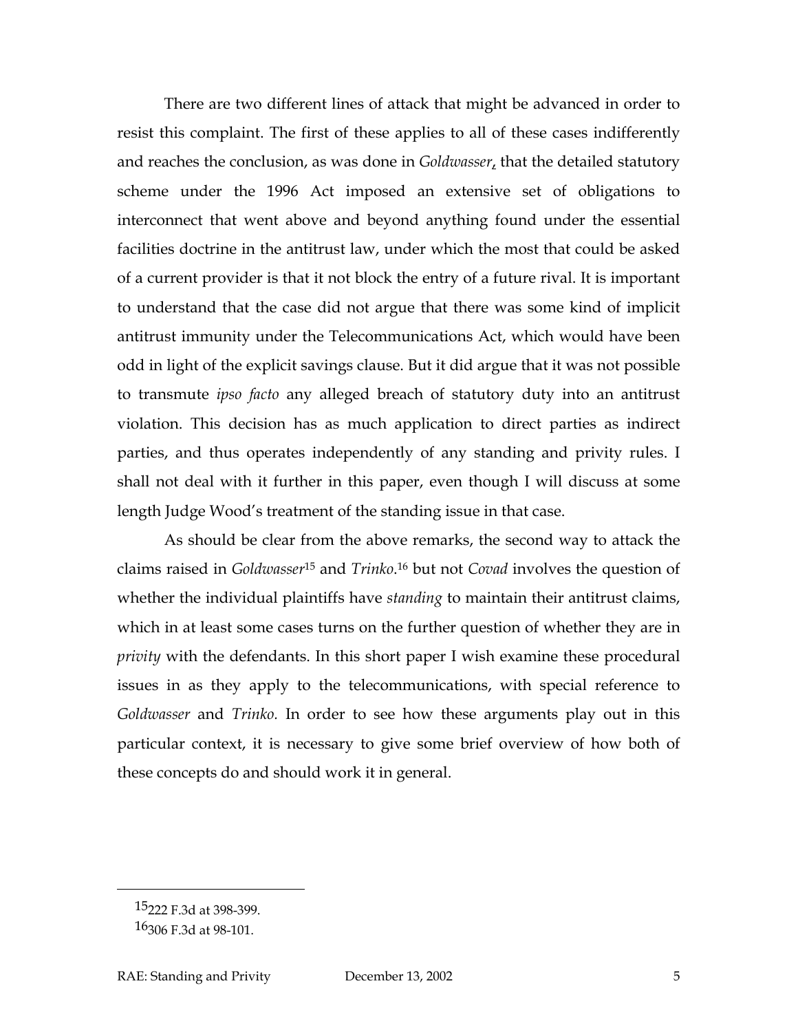There are two different lines of attack that might be advanced in order to resist this complaint. The first of these applies to all of these cases indifferently and reaches the conclusion, as was done in *Goldwasser*, that the detailed statutory scheme under the 1996 Act imposed an extensive set of obligations to interconnect that went above and beyond anything found under the essential facilities doctrine in the antitrust law, under which the most that could be asked of a current provider is that it not block the entry of a future rival. It is important to understand that the case did not argue that there was some kind of implicit antitrust immunity under the Telecommunications Act, which would have been odd in light of the explicit savings clause. But it did argue that it was not possible to transmute *ipso facto* any alleged breach of statutory duty into an antitrust violation. This decision has as much application to direct parties as indirect parties, and thus operates independently of any standing and privity rules. I shall not deal with it further in this paper, even though I will discuss at some length Judge Wood's treatment of the standing issue in that case.

As should be clear from the above remarks, the second way to attack the claims raised in *Goldwasser*[15] and *Trinko*.[16] but not *Covad* involves the question of whether the individual plaintiffs have *standing* to maintain their antitrust claims, which in at least some cases turns on the further question of whether they are in *privity* with the defendants. In this short paper I wish examine these procedural issues in as they apply to the telecommunications, with special reference to *Goldwasser* and *Trinko.* In order to see how these arguments play out in this particular context, it is necessary to give some brief overview of how both of these concepts do and should work it in general.

---

[15] 222 F.3d at 398-399.

[16] 306 F.3d at 98-101.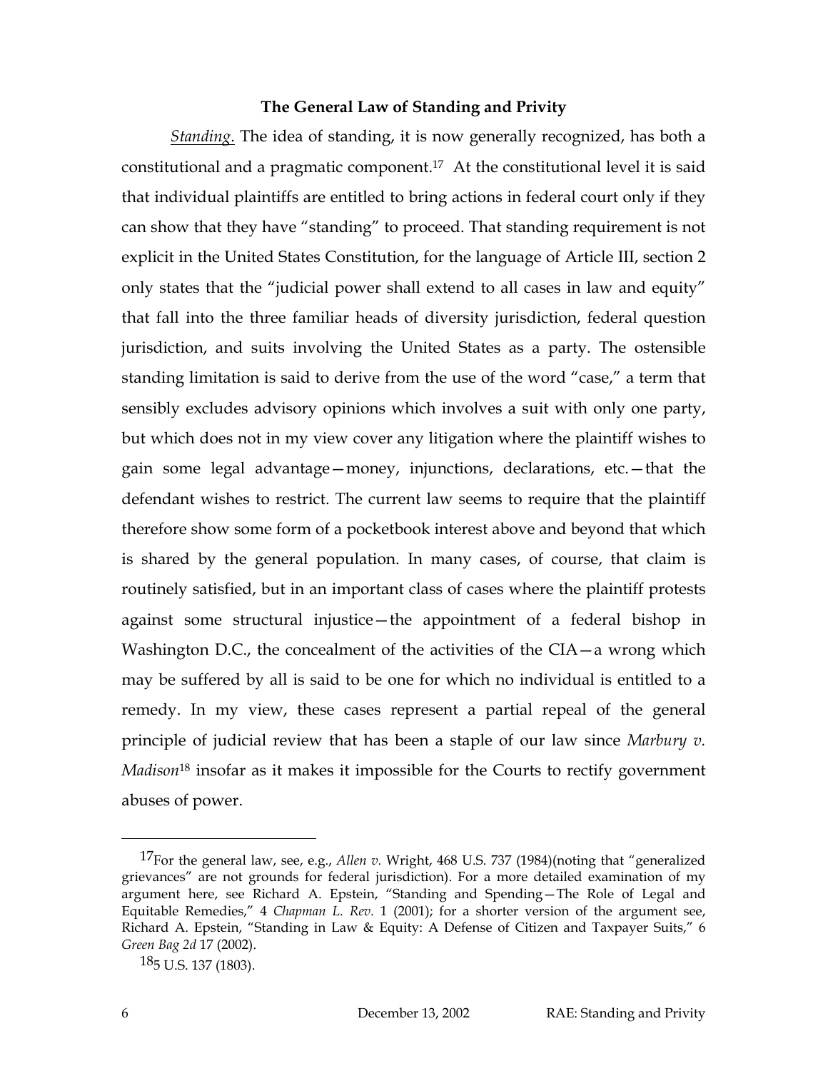### The General Law of Standing and Privity

*Standing*. The idea of standing, it is now generally recognized, has both a constitutional and a pragmatic component.[17] At the constitutional level it is said that individual plaintiffs are entitled to bring actions in federal court only if they can show that they have "standing" to proceed. That standing requirement is not explicit in the United States Constitution, for the language of Article III, section 2 only states that the "judicial power shall extend to all cases in law and equity" that fall into the three familiar heads of diversity jurisdiction, federal question jurisdiction, and suits involving the United States as a party. The ostensible standing limitation is said to derive from the use of the word "case," a term that sensibly excludes advisory opinions which involves a suit with only one party, but which does not in my view cover any litigation where the plaintiff wishes to gain some legal advantage—money, injunctions, declarations, etc.—that the defendant wishes to restrict. The current law seems to require that the plaintiff therefore show some form of a pocketbook interest above and beyond that which is shared by the general population. In many cases, of course, that claim is routinely satisfied, but in an important class of cases where the plaintiff protests against some structural injustice—the appointment of a federal bishop in Washington D.C., the concealment of the activities of the CIA—a wrong which may be suffered by all is said to be one for which no individual is entitled to a remedy. In my view, these cases represent a partial repeal of the general principle of judicial review that has been a staple of our law since *Marbury v. Madison*[18] insofar as it makes it impossible for the Courts to rectify government abuses of power.

---

[17] For the general law, see, e.g., *Allen v.* Wright, 468 U.S. 737 (1984)(noting that "generalized grievances" are not grounds for federal jurisdiction). For a more detailed examination of my argument here, see Richard A. Epstein, "Standing and Spending—The Role of Legal and Equitable Remedies," 4 *Chapman L. Rev.* 1 (2001); for a shorter version of the argument see, Richard A. Epstein, "Standing in Law & Equity: A Defense of Citizen and Taxpayer Suits," 6 *Green Bag 2d* 17 (2002).

[18] 5 U.S. 137 (1803).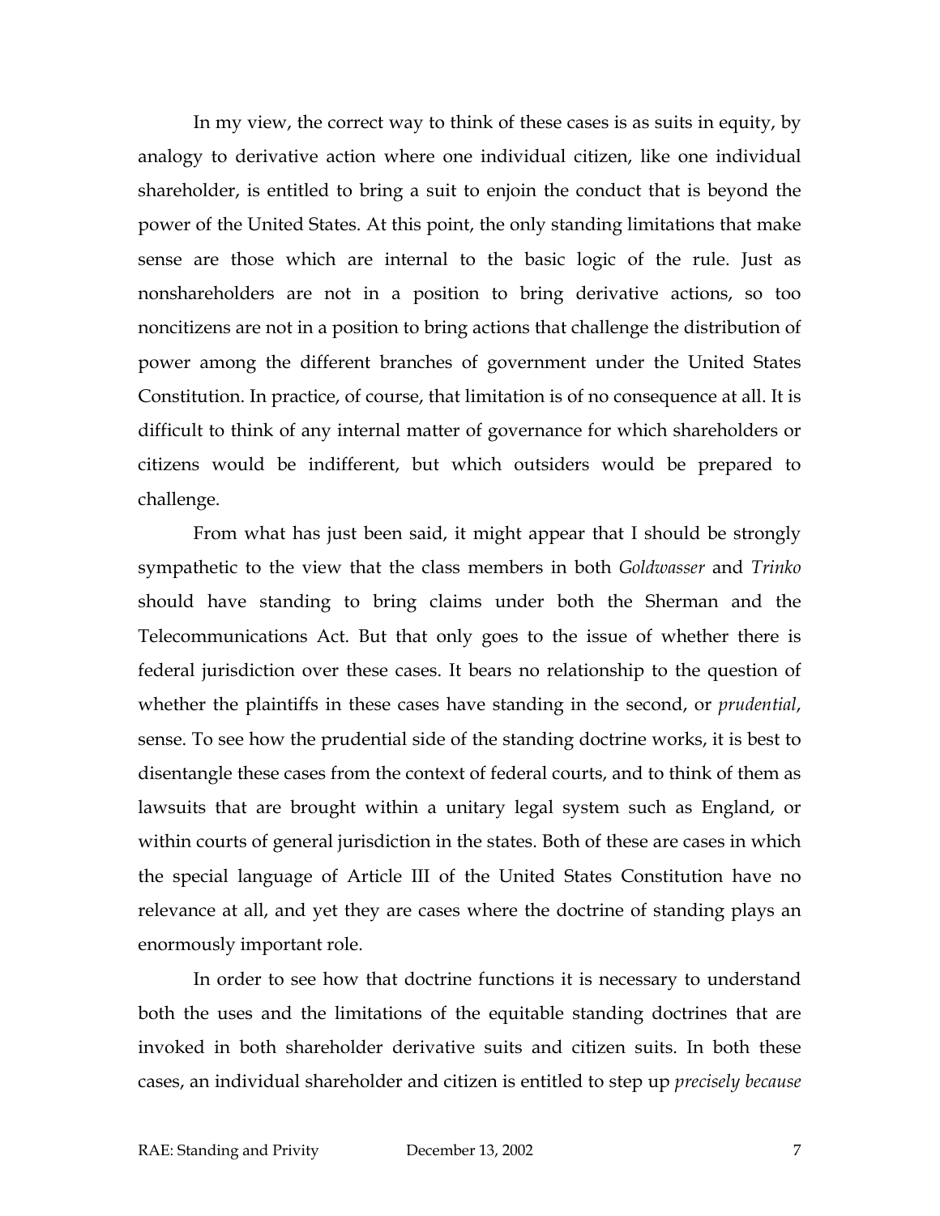In my view, the correct way to think of these cases is as suits in equity, by analogy to derivative action where one individual citizen, like one individual shareholder, is entitled to bring a suit to enjoin the conduct that is beyond the power of the United States. At this point, the only standing limitations that make sense are those which are internal to the basic logic of the rule. Just as nonshareholders are not in a position to bring derivative actions, so too noncitizens are not in a position to bring actions that challenge the distribution of power among the different branches of government under the United States Constitution. In practice, of course, that limitation is of no consequence at all. It is difficult to think of any internal matter of governance for which shareholders or citizens would be indifferent, but which outsiders would be prepared to challenge.

From what has just been said, it might appear that I should be strongly sympathetic to the view that the class members in both *Goldwasser* and *Trinko* should have standing to bring claims under both the Sherman and the Telecommunications Act. But that only goes to the issue of whether there is federal jurisdiction over these cases. It bears no relationship to the question of whether the plaintiffs in these cases have standing in the second, or *prudential*, sense. To see how the prudential side of the standing doctrine works, it is best to disentangle these cases from the context of federal courts, and to think of them as lawsuits that are brought within a unitary legal system such as England, or within courts of general jurisdiction in the states. Both of these are cases in which the special language of Article III of the United States Constitution have no relevance at all, and yet they are cases where the doctrine of standing plays an enormously important role.

In order to see how that doctrine functions it is necessary to understand both the uses and the limitations of the equitable standing doctrines that are invoked in both shareholder derivative suits and citizen suits. In both these cases, an individual shareholder and citizen is entitled to step up *precisely because*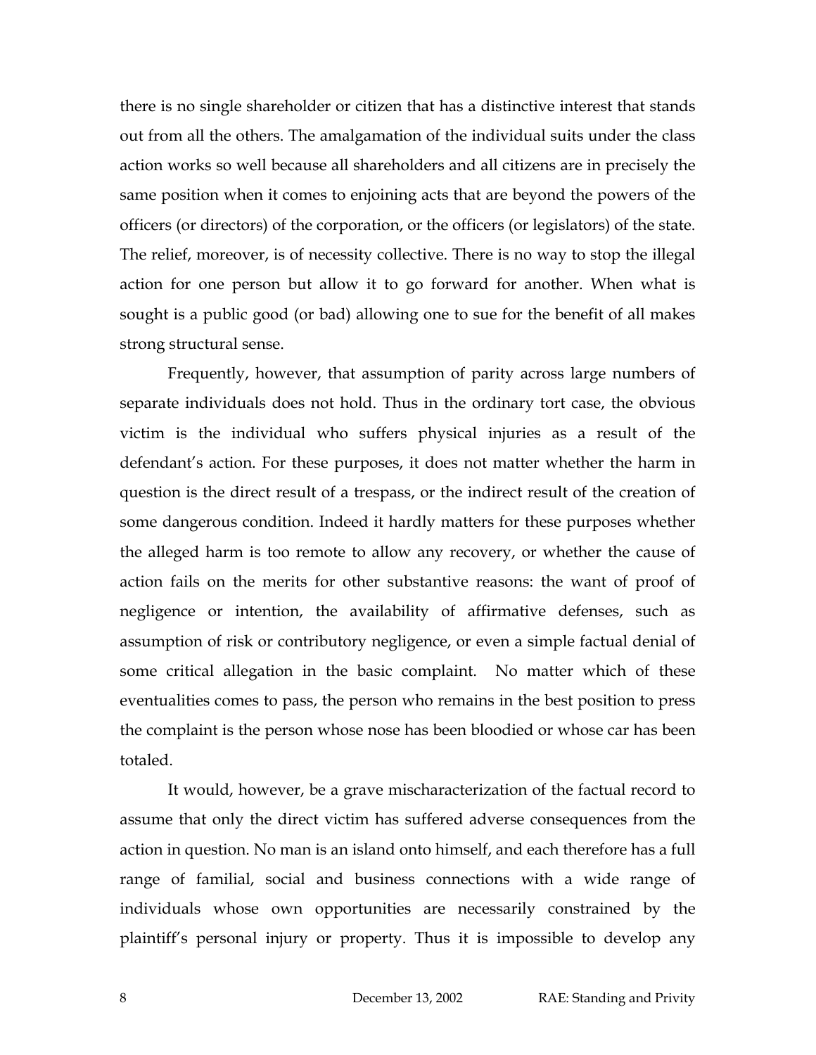there is no single shareholder or citizen that has a distinctive interest that stands out from all the others. The amalgamation of the individual suits under the class action works so well because all shareholders and all citizens are in precisely the same position when it comes to enjoining acts that are beyond the powers of the officers (or directors) of the corporation, or the officers (or legislators) of the state. The relief, moreover, is of necessity collective. There is no way to stop the illegal action for one person but allow it to go forward for another. When what is sought is a public good (or bad) allowing one to sue for the benefit of all makes strong structural sense.

Frequently, however, that assumption of parity across large numbers of separate individuals does not hold. Thus in the ordinary tort case, the obvious victim is the individual who suffers physical injuries as a result of the defendant's action. For these purposes, it does not matter whether the harm in question is the direct result of a trespass, or the indirect result of the creation of some dangerous condition. Indeed it hardly matters for these purposes whether the alleged harm is too remote to allow any recovery, or whether the cause of action fails on the merits for other substantive reasons: the want of proof of negligence or intention, the availability of affirmative defenses, such as assumption of risk or contributory negligence, or even a simple factual denial of some critical allegation in the basic complaint. No matter which of these eventualities comes to pass, the person who remains in the best position to press the complaint is the person whose nose has been bloodied or whose car has been totaled.

It would, however, be a grave mischaracterization of the factual record to assume that only the direct victim has suffered adverse consequences from the action in question. No man is an island onto himself, and each therefore has a full range of familial, social and business connections with a wide range of individuals whose own opportunities are necessarily constrained by the plaintiff's personal injury or property. Thus it is impossible to develop any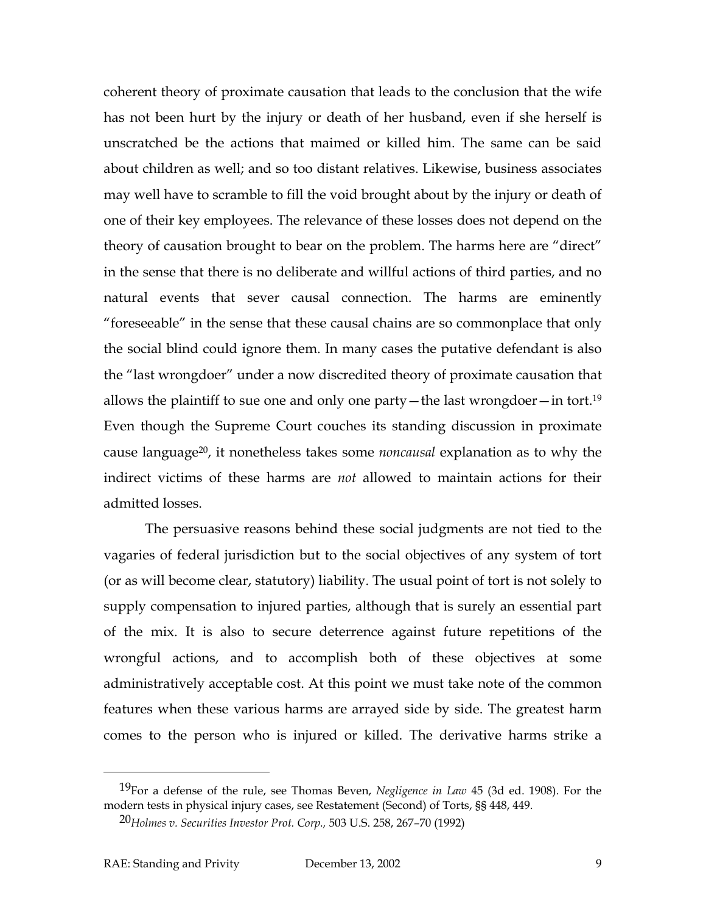coherent theory of proximate causation that leads to the conclusion that the wife has not been hurt by the injury or death of her husband, even if she herself is unscratched be the actions that maimed or killed him. The same can be said about children as well; and so too distant relatives. Likewise, business associates may well have to scramble to fill the void brought about by the injury or death of one of their key employees. The relevance of these losses does not depend on the theory of causation brought to bear on the problem. The harms here are "direct" in the sense that there is no deliberate and willful actions of third parties, and no natural events that sever causal connection. The harms are eminently "foreseeable" in the sense that these causal chains are so commonplace that only the social blind could ignore them. In many cases the putative defendant is also the "last wrongdoer" under a now discredited theory of proximate causation that allows the plaintiff to sue one and only one party—the last wrongdoer—in tort.[19] Even though the Supreme Court couches its standing discussion in proximate cause language[20], it nonetheless takes some *noncausal* explanation as to why the indirect victims of these harms are *not* allowed to maintain actions for their admitted losses.

The persuasive reasons behind these social judgments are not tied to the vagaries of federal jurisdiction but to the social objectives of any system of tort (or as will become clear, statutory) liability. The usual point of tort is not solely to supply compensation to injured parties, although that is surely an essential part of the mix. It is also to secure deterrence against future repetitions of the wrongful actions, and to accomplish both of these objectives at some administratively acceptable cost. At this point we must take note of the common features when these various harms are arrayed side by side. The greatest harm comes to the person who is injured or killed. The derivative harms strike a

---

[19] For a defense of the rule, see Thomas Beven, *Negligence in Law* 45 (3d ed. 1908). For the modern tests in physical injury cases, see Restatement (Second) of Torts, §§ 448, 449.

[20] *Holmes v. Securities Investor Prot. Corp.,* 503 U.S. 258, 267–70 (1992)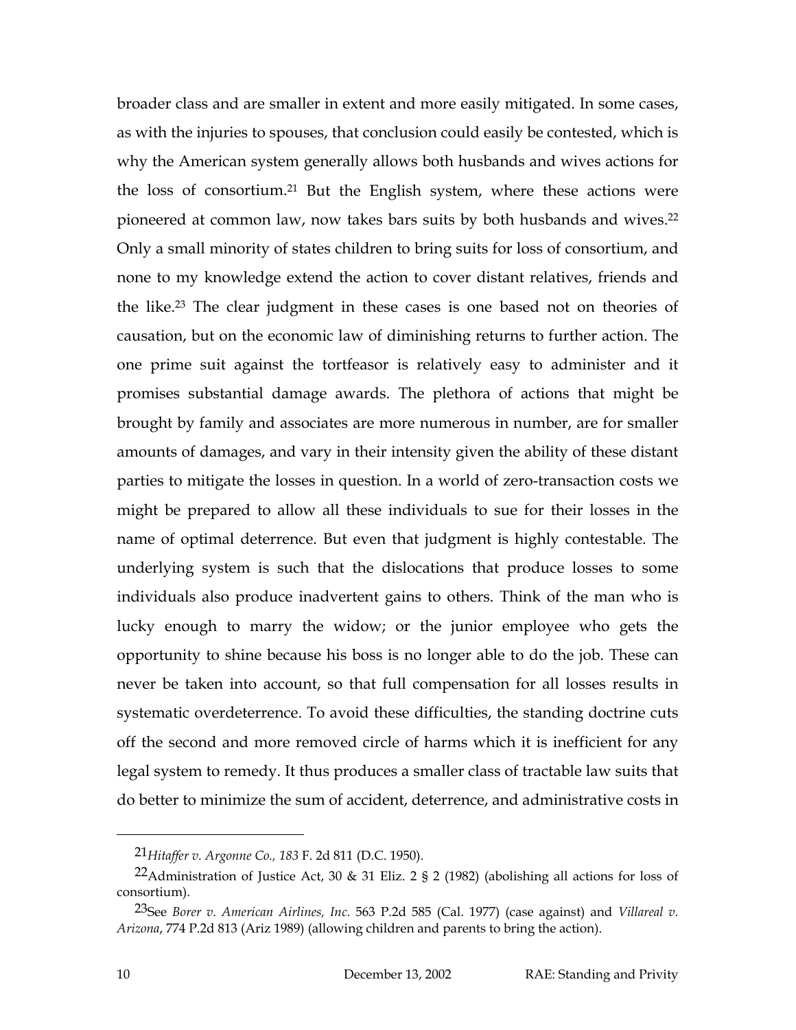broader class and are smaller in extent and more easily mitigated. In some cases, as with the injuries to spouses, that conclusion could easily be contested, which is why the American system generally allows both husbands and wives actions for the loss of consortium.[21] But the English system, where these actions were pioneered at common law, now takes bars suits by both husbands and wives.[22] Only a small minority of states children to bring suits for loss of consortium, and none to my knowledge extend the action to cover distant relatives, friends and the like.[23] The clear judgment in these cases is one based not on theories of causation, but on the economic law of diminishing returns to further action. The one prime suit against the tortfeasor is relatively easy to administer and it promises substantial damage awards. The plethora of actions that might be brought by family and associates are more numerous in number, are for smaller amounts of damages, and vary in their intensity given the ability of these distant parties to mitigate the losses in question. In a world of zero-transaction costs we might be prepared to allow all these individuals to sue for their losses in the name of optimal deterrence. But even that judgment is highly contestable. The underlying system is such that the dislocations that produce losses to some individuals also produce inadvertent gains to others. Think of the man who is lucky enough to marry the widow; or the junior employee who gets the opportunity to shine because his boss is no longer able to do the job. These can never be taken into account, so that full compensation for all losses results in systematic overdeterrence. To avoid these difficulties, the standing doctrine cuts off the second and more removed circle of harms which it is inefficient for any legal system to remedy. It thus produces a smaller class of tractable law suits that do better to minimize the sum of accident, deterrence, and administrative costs in

---

[21] *Hitaffer v. Argonne Co., 183* F. 2d 811 (D.C. 1950).

[22] Administration of Justice Act, 30 & 31 Eliz. 2 § 2 (1982) (abolishing all actions for loss of consortium).

[23] See *Borer v. American Airlines, Inc.* 563 P.2d 585 (Cal. 1977) (case against) and *Villareal v. Arizona*, 774 P.2d 813 (Ariz 1989) (allowing children and parents to bring the action).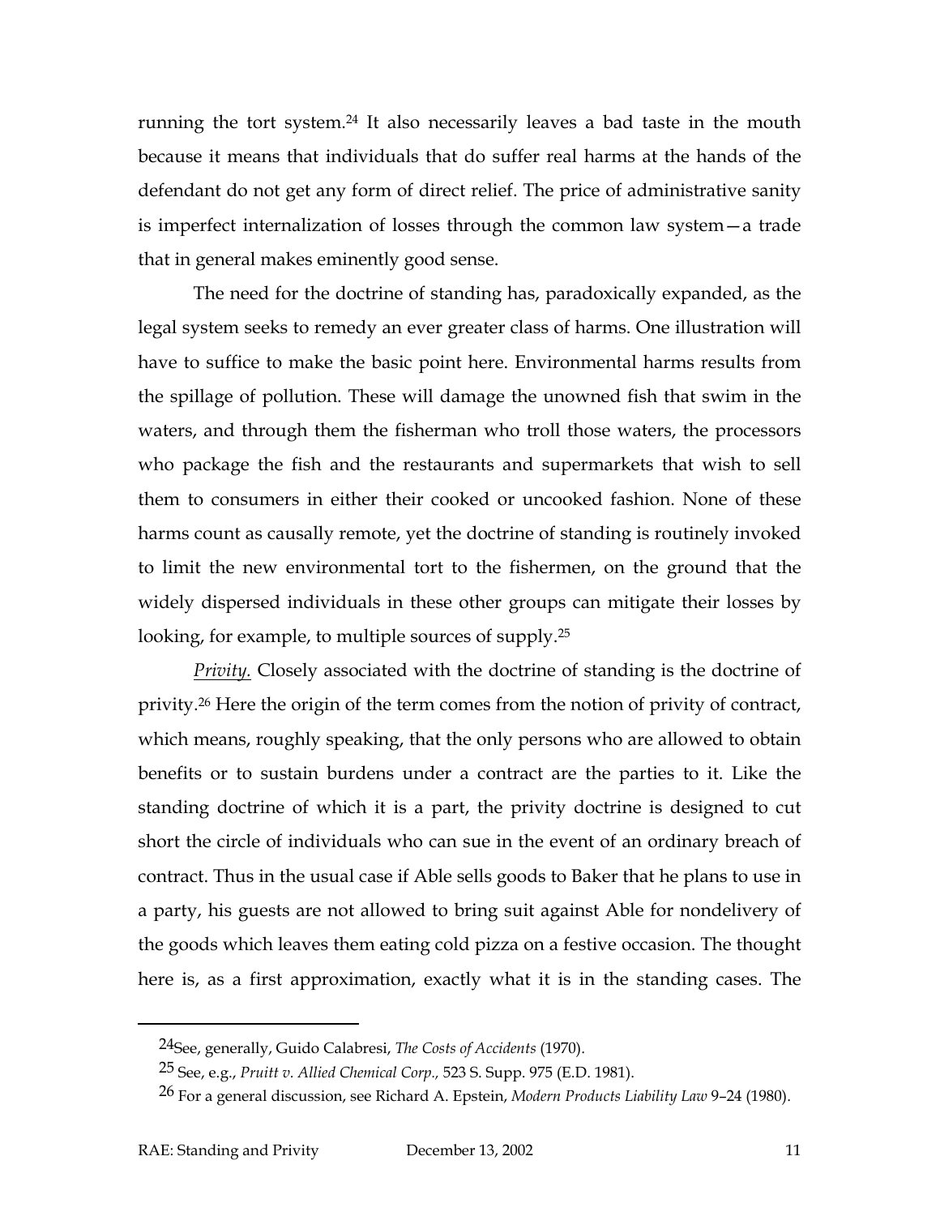running the tort system.[24] It also necessarily leaves a bad taste in the mouth because it means that individuals that do suffer real harms at the hands of the defendant do not get any form of direct relief. The price of administrative sanity is imperfect internalization of losses through the common law system—a trade that in general makes eminently good sense.

The need for the doctrine of standing has, paradoxically expanded, as the legal system seeks to remedy an ever greater class of harms. One illustration will have to suffice to make the basic point here. Environmental harms results from the spillage of pollution. These will damage the unowned fish that swim in the waters, and through them the fisherman who troll those waters, the processors who package the fish and the restaurants and supermarkets that wish to sell them to consumers in either their cooked or uncooked fashion. None of these harms count as causally remote, yet the doctrine of standing is routinely invoked to limit the new environmental tort to the fishermen, on the ground that the widely dispersed individuals in these other groups can mitigate their losses by looking, for example, to multiple sources of supply.[25]

Privity. Closely associated with the doctrine of standing is the doctrine of privity.[26] Here the origin of the term comes from the notion of privity of contract, which means, roughly speaking, that the only persons who are allowed to obtain benefits or to sustain burdens under a contract are the parties to it. Like the standing doctrine of which it is a part, the privity doctrine is designed to cut short the circle of individuals who can sue in the event of an ordinary breach of contract. Thus in the usual case if Able sells goods to Baker that he plans to use in a party, his guests are not allowed to bring suit against Able for nondelivery of the goods which leaves them eating cold pizza on a festive occasion. The thought here is, as a first approximation, exactly what it is in the standing cases. The

---

[24] See, generally, Guido Calabresi, *The Costs of Accidents* (1970).

[25] See, e.g., *Pruitt v. Allied Chemical Corp.,* 523 S. Supp. 975 (E.D. 1981).

[26] For a general discussion, see Richard A. Epstein, *Modern Products Liability Law* 9–24 (1980).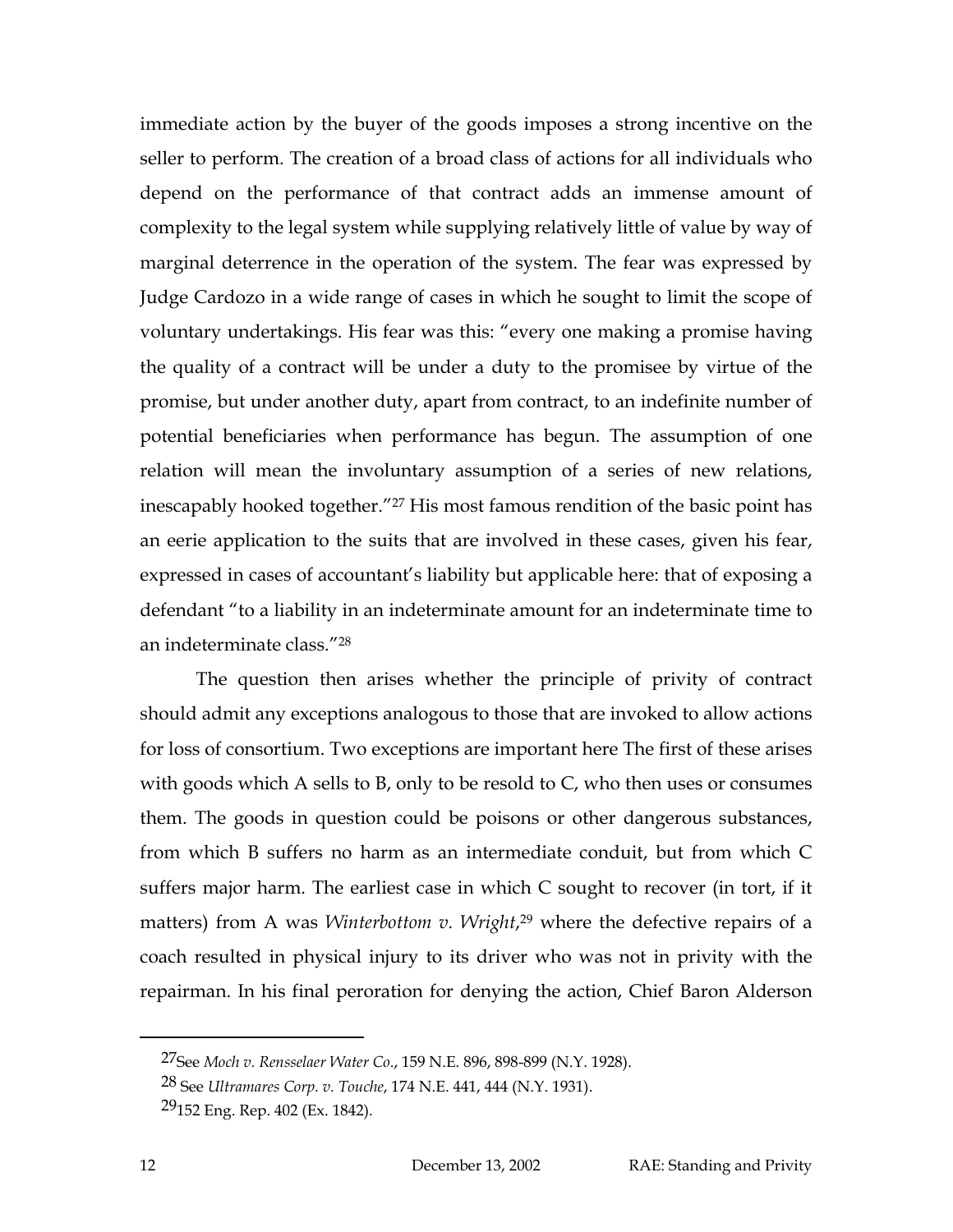immediate action by the buyer of the goods imposes a strong incentive on the seller to perform. The creation of a broad class of actions for all individuals who depend on the performance of that contract adds an immense amount of complexity to the legal system while supplying relatively little of value by way of marginal deterrence in the operation of the system. The fear was expressed by Judge Cardozo in a wide range of cases in which he sought to limit the scope of voluntary undertakings. His fear was this: "every one making a promise having the quality of a contract will be under a duty to the promisee by virtue of the promise, but under another duty, apart from contract, to an indefinite number of potential beneficiaries when performance has begun. The assumption of one relation will mean the involuntary assumption of a series of new relations, inescapably hooked together."[27] His most famous rendition of the basic point has an eerie application to the suits that are involved in these cases, given his fear, expressed in cases of accountant's liability but applicable here: that of exposing a defendant "to a liability in an indeterminate amount for an indeterminate time to an indeterminate class."[28]

The question then arises whether the principle of privity of contract should admit any exceptions analogous to those that are invoked to allow actions for loss of consortium. Two exceptions are important here The first of these arises with goods which A sells to B, only to be resold to C, who then uses or consumes them. The goods in question could be poisons or other dangerous substances, from which B suffers no harm as an intermediate conduit, but from which C suffers major harm. The earliest case in which C sought to recover (in tort, if it matters) from A was *Winterbottom v. Wright*,[29] where the defective repairs of a coach resulted in physical injury to its driver who was not in privity with the repairman. In his final peroration for denying the action, Chief Baron Alderson

---

[27] See *Moch v. Rensselaer Water Co.*, 159 N.E. 896, 898-899 (N.Y. 1928).

[28] See *Ultramares Corp. v. Touche*, 174 N.E. 441, 444 (N.Y. 1931).

[29] 152 Eng. Rep. 402 (Ex. 1842).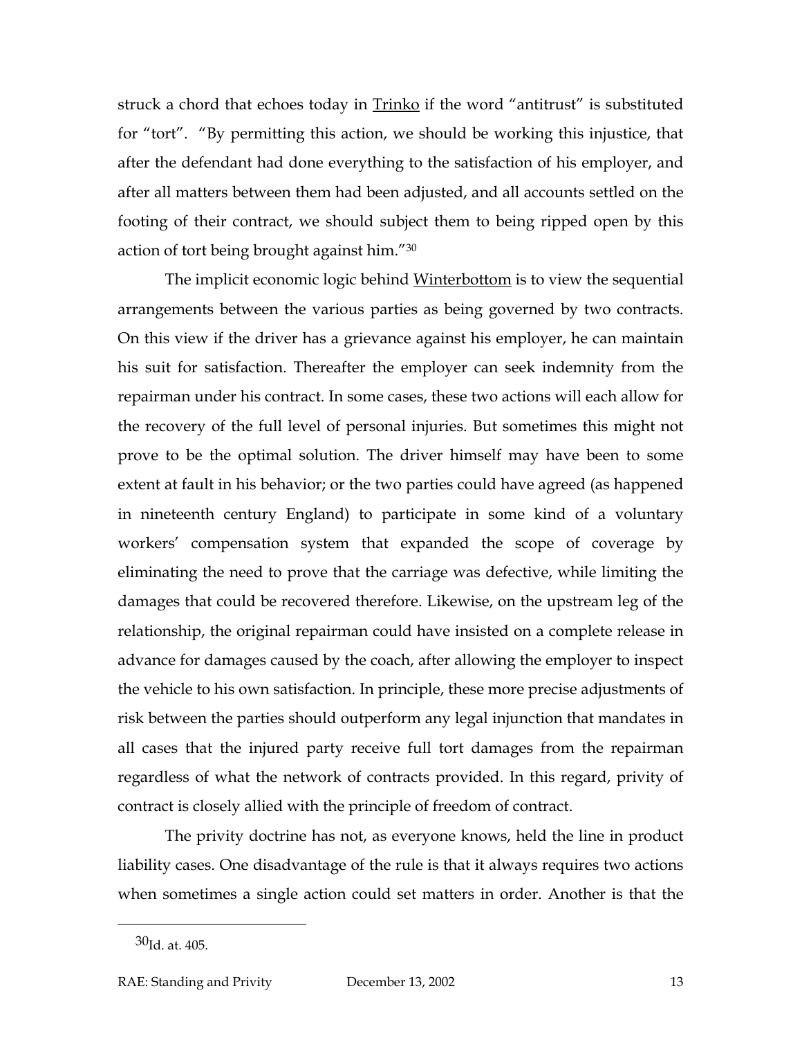struck a chord that echoes today in Trinko if the word "antitrust" is substituted for "tort". "By permitting this action, we should be working this injustice, that after the defendant had done everything to the satisfaction of his employer, and after all matters between them had been adjusted, and all accounts settled on the footing of their contract, we should subject them to being ripped open by this action of tort being brought against him."[30]

The implicit economic logic behind Winterbottom is to view the sequential arrangements between the various parties as being governed by two contracts. On this view if the driver has a grievance against his employer, he can maintain his suit for satisfaction. Thereafter the employer can seek indemnity from the repairman under his contract. In some cases, these two actions will each allow for the recovery of the full level of personal injuries. But sometimes this might not prove to be the optimal solution. The driver himself may have been to some extent at fault in his behavior; or the two parties could have agreed (as happened in nineteenth century England) to participate in some kind of a voluntary workers' compensation system that expanded the scope of coverage by eliminating the need to prove that the carriage was defective, while limiting the damages that could be recovered therefore. Likewise, on the upstream leg of the relationship, the original repairman could have insisted on a complete release in advance for damages caused by the coach, after allowing the employer to inspect the vehicle to his own satisfaction. In principle, these more precise adjustments of risk between the parties should outperform any legal injunction that mandates in all cases that the injured party receive full tort damages from the repairman regardless of what the network of contracts provided. In this regard, privity of contract is closely allied with the principle of freedom of contract.

The privity doctrine has not, as everyone knows, held the line in product liability cases. One disadvantage of the rule is that it always requires two actions when sometimes a single action could set matters in order. Another is that the

---

[30] Id. at. 405.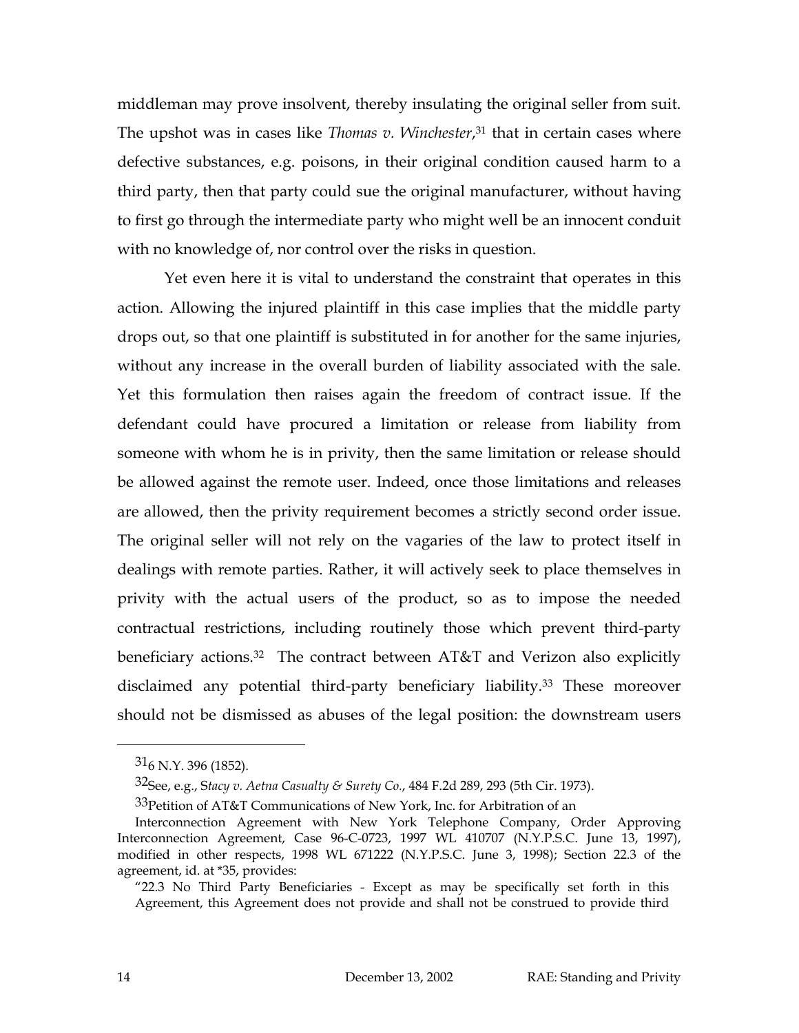middleman may prove insolvent, thereby insulating the original seller from suit. The upshot was in cases like *Thomas v. Winchester*,[31] that in certain cases where defective substances, e.g. poisons, in their original condition caused harm to a third party, then that party could sue the original manufacturer, without having to first go through the intermediate party who might well be an innocent conduit with no knowledge of, nor control over the risks in question.

Yet even here it is vital to understand the constraint that operates in this action. Allowing the injured plaintiff in this case implies that the middle party drops out, so that one plaintiff is substituted in for another for the same injuries, without any increase in the overall burden of liability associated with the sale. Yet this formulation then raises again the freedom of contract issue. If the defendant could have procured a limitation or release from liability from someone with whom he is in privity, then the same limitation or release should be allowed against the remote user. Indeed, once those limitations and releases are allowed, then the privity requirement becomes a strictly second order issue. The original seller will not rely on the vagaries of the law to protect itself in dealings with remote parties. Rather, it will actively seek to place themselves in privity with the actual users of the product, so as to impose the needed contractual restrictions, including routinely those which prevent third-party beneficiary actions.[32] The contract between AT&T and Verizon also explicitly disclaimed any potential third-party beneficiary liability.[33] These moreover should not be dismissed as abuses of the legal position: the downstream users

---

[31] 6 N.Y. 396 (1852).

[32] See, e.g., S*tacy v. Aetna Casualty & Surety Co.*, 484 F.2d 289, 293 (5th Cir. 1973).

[33] Petition of AT&T Communications of New York, Inc. for Arbitration of an Interconnection Agreement with New York Telephone Company, Order Approving Interconnection Agreement, Case 96-C-0723, 1997 WL 410707 (N.Y.P.S.C. June 13, 1997), modified in other respects, 1998 WL 671222 (N.Y.P.S.C. June 3, 1998); Section 22.3 of the agreement, id. at *35, provides:

"22.3 No Third Party Beneficiaries - Except as may be specifically set forth in this Agreement, this Agreement does not provide and shall not be construed to provide third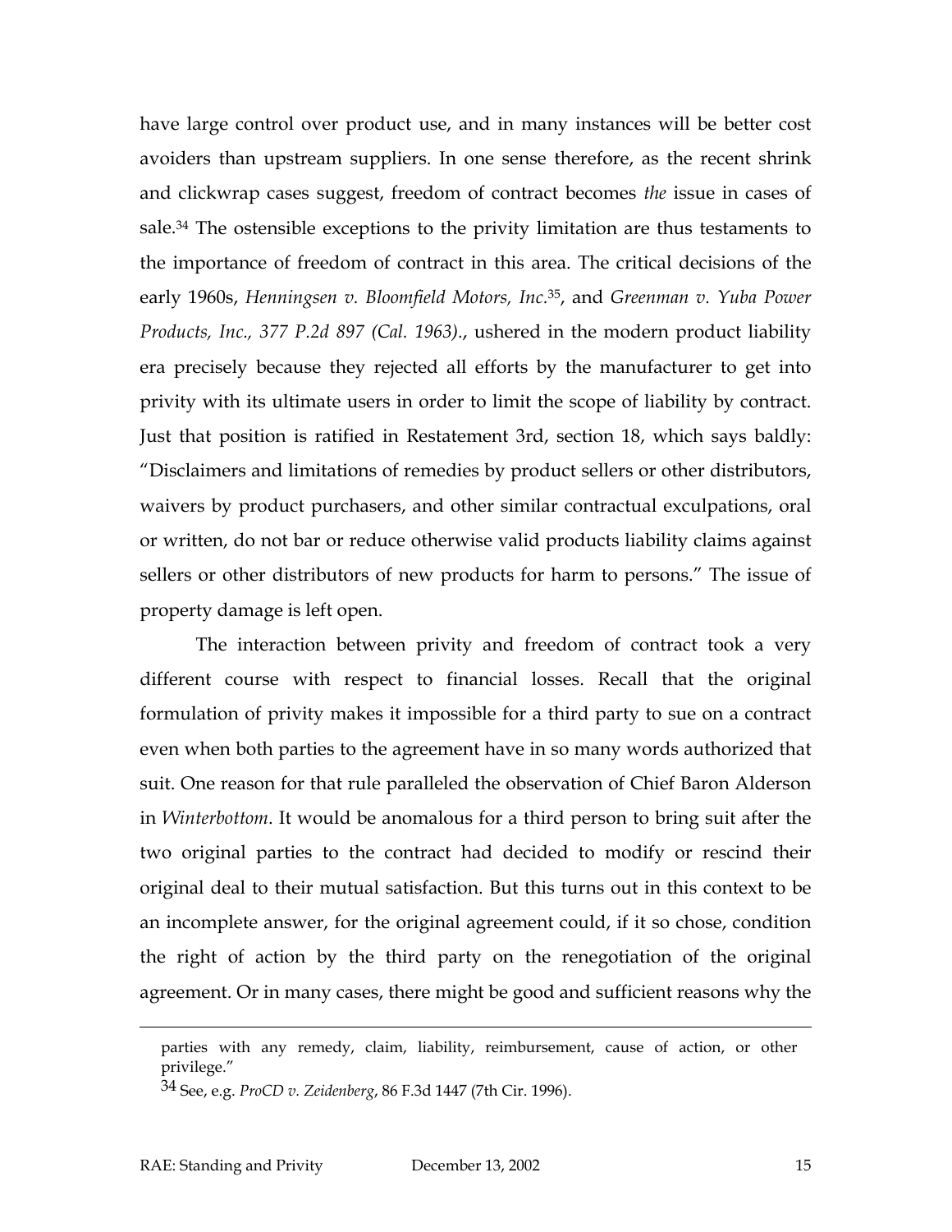have large control over product use, and in many instances will be better cost avoiders than upstream suppliers. In one sense therefore, as the recent shrink and clickwrap cases suggest, freedom of contract becomes *the* issue in cases of sale.[34] The ostensible exceptions to the privity limitation are thus testaments to the importance of freedom of contract in this area. The critical decisions of the early 1960s, *Henningsen v. Bloomfield Motors, Inc.*[35], and *Greenman v. Yuba Power Products, Inc., 377 P.2d 897 (Cal. 1963).*, ushered in the modern product liability era precisely because they rejected all efforts by the manufacturer to get into privity with its ultimate users in order to limit the scope of liability by contract. Just that position is ratified in Restatement 3rd, section 18, which says baldly: "Disclaimers and limitations of remedies by product sellers or other distributors, waivers by product purchasers, and other similar contractual exculpations, oral or written, do not bar or reduce otherwise valid products liability claims against sellers or other distributors of new products for harm to persons." The issue of property damage is left open.

The interaction between privity and freedom of contract took a very different course with respect to financial losses. Recall that the original formulation of privity makes it impossible for a third party to sue on a contract even when both parties to the agreement have in so many words authorized that suit. One reason for that rule paralleled the observation of Chief Baron Alderson in *Winterbottom*. It would be anomalous for a third person to bring suit after the two original parties to the contract had decided to modify or rescind their original deal to their mutual satisfaction. But this turns out in this context to be an incomplete answer, for the original agreement could, if it so chose, condition the right of action by the third party on the renegotiation of the original agreement. Or in many cases, there might be good and sufficient reasons why the

---

parties with any remedy, claim, liability, reimbursement, cause of action, or other privilege."

[34] See, e.g. *ProCD v. Zeidenberg*, 86 F.3d 1447 (7th Cir. 1996).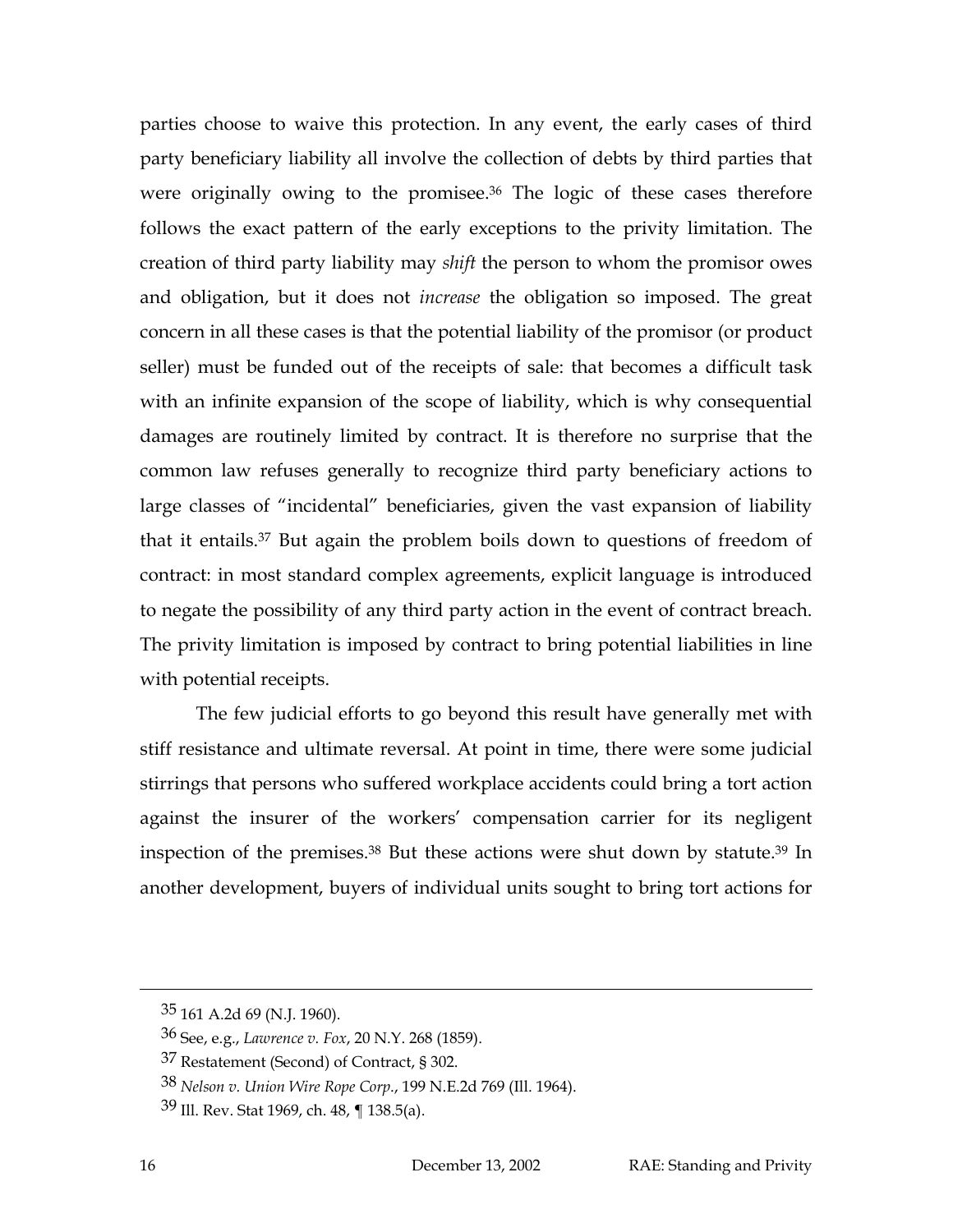parties choose to waive this protection. In any event, the early cases of third party beneficiary liability all involve the collection of debts by third parties that were originally owing to the promisee.[36] The logic of these cases therefore follows the exact pattern of the early exceptions to the privity limitation. The creation of third party liability may *shift* the person to whom the promisor owes and obligation, but it does not *increase* the obligation so imposed. The great concern in all these cases is that the potential liability of the promisor (or product seller) must be funded out of the receipts of sale: that becomes a difficult task with an infinite expansion of the scope of liability, which is why consequential damages are routinely limited by contract. It is therefore no surprise that the common law refuses generally to recognize third party beneficiary actions to large classes of "incidental" beneficiaries, given the vast expansion of liability that it entails.[37] But again the problem boils down to questions of freedom of contract: in most standard complex agreements, explicit language is introduced to negate the possibility of any third party action in the event of contract breach. The privity limitation is imposed by contract to bring potential liabilities in line with potential receipts.

The few judicial efforts to go beyond this result have generally met with stiff resistance and ultimate reversal. At point in time, there were some judicial stirrings that persons who suffered workplace accidents could bring a tort action against the insurer of the workers' compensation carrier for its negligent inspection of the premises.[38] But these actions were shut down by statute.[39] In another development, buyers of individual units sought to bring tort actions for

---

[35] 161 A.2d 69 (N.J. 1960).

[36] See, e.g., *Lawrence v. Fox*, 20 N.Y. 268 (1859).

[37] Restatement (Second) of Contract, § 302.

[38] *Nelson v. Union Wire Rope Corp.*, 199 N.E.2d 769 (Ill. 1964).

[39] Ill. Rev. Stat 1969, ch. 48, ¶ 138.5(a).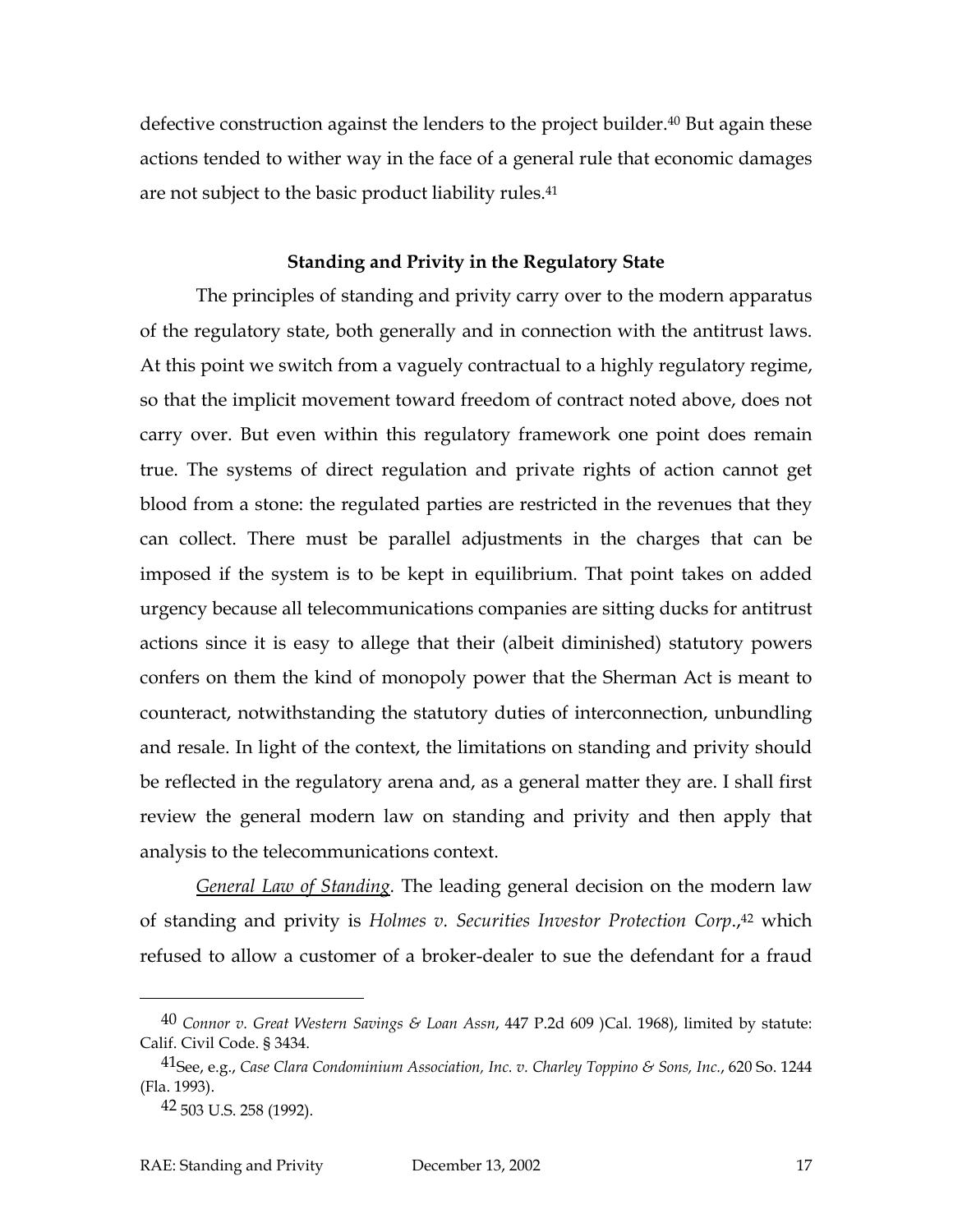defective construction against the lenders to the project builder.[40] But again these actions tended to wither way in the face of a general rule that economic damages are not subject to the basic product liability rules.[41]

### Standing and Privity in the Regulatory State

The principles of standing and privity carry over to the modern apparatus of the regulatory state, both generally and in connection with the antitrust laws. At this point we switch from a vaguely contractual to a highly regulatory regime, so that the implicit movement toward freedom of contract noted above, does not carry over. But even within this regulatory framework one point does remain true. The systems of direct regulation and private rights of action cannot get blood from a stone: the regulated parties are restricted in the revenues that they can collect. There must be parallel adjustments in the charges that can be imposed if the system is to be kept in equilibrium. That point takes on added urgency because all telecommunications companies are sitting ducks for antitrust actions since it is easy to allege that their (albeit diminished) statutory powers confers on them the kind of monopoly power that the Sherman Act is meant to counteract, notwithstanding the statutory duties of interconnection, unbundling and resale. In light of the context, the limitations on standing and privity should be reflected in the regulatory arena and, as a general matter they are. I shall first review the general modern law on standing and privity and then apply that analysis to the telecommunications context.

<u>General Law of Standing</u>. The leading general decision on the modern law of standing and privity is *Holmes v. Securities Investor Protection Corp*.,[42] which refused to allow a customer of a broker-dealer to sue the defendant for a fraud

---

[40] *Connor v. Great Western Savings & Loan Assn*, 447 P.2d 609 )Cal. 1968), limited by statute: Calif. Civil Code. § 3434.

[41] See, e.g., *Case Clara Condominium Association, Inc. v. Charley Toppino & Sons, Inc.*, 620 So. 1244 (Fla. 1993).

[42] 503 U.S. 258 (1992).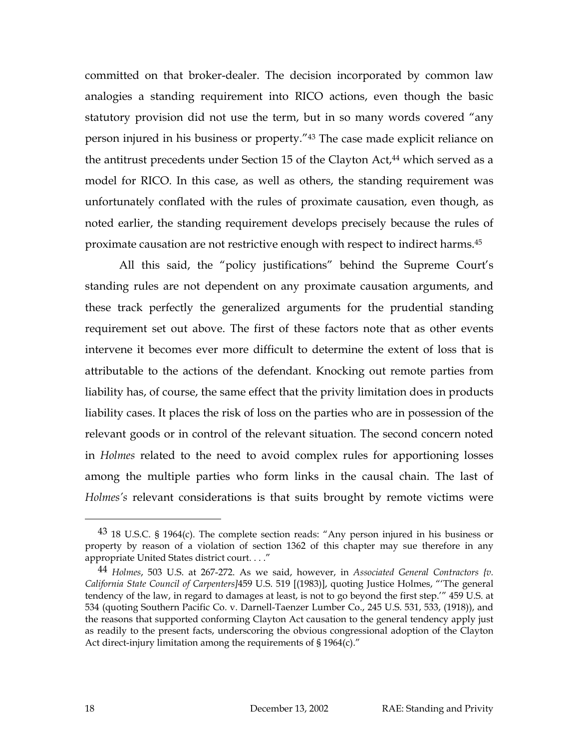committed on that broker-dealer. The decision incorporated by common law analogies a standing requirement into RICO actions, even though the basic statutory provision did not use the term, but in so many words covered "any person injured in his business or property."[43] The case made explicit reliance on the antitrust precedents under Section 15 of the Clayton Act,[44] which served as a model for RICO. In this case, as well as others, the standing requirement was unfortunately conflated with the rules of proximate causation, even though, as noted earlier, the standing requirement develops precisely because the rules of proximate causation are not restrictive enough with respect to indirect harms.[45]

All this said, the "policy justifications" behind the Supreme Court's standing rules are not dependent on any proximate causation arguments, and these track perfectly the generalized arguments for the prudential standing requirement set out above. The first of these factors note that as other events intervene it becomes ever more difficult to determine the extent of loss that is attributable to the actions of the defendant. Knocking out remote parties from liability has, of course, the same effect that the privity limitation does in products liability cases. It places the risk of loss on the parties who are in possession of the relevant goods or in control of the relevant situation. The second concern noted in *Holmes* related to the need to avoid complex rules for apportioning losses among the multiple parties who form links in the causal chain. The last of *Holmes's* relevant considerations is that suits brought by remote victims were

---

[43] 18 U.S.C. § 1964(c). The complete section reads: "Any person injured in his business or property by reason of a violation of section 1362 of this chapter may sue therefore in any appropriate United States district court. . . ."

[44] *Holmes*, 503 U.S. at 267-272. As we said, however, in *Associated General Contractors {v. California State Council of Carpenters]*459 U.S. 519 [(1983)], quoting Justice Holmes, "'The general tendency of the law, in regard to damages at least, is not to go beyond the first step.'" 459 U.S. at 534 (quoting Southern Pacific Co. v. Darnell-Taenzer Lumber Co., 245 U.S. 531, 533, (1918)), and the reasons that supported conforming Clayton Act causation to the general tendency apply just as readily to the present facts, underscoring the obvious congressional adoption of the Clayton Act direct-injury limitation among the requirements of § 1964(c)."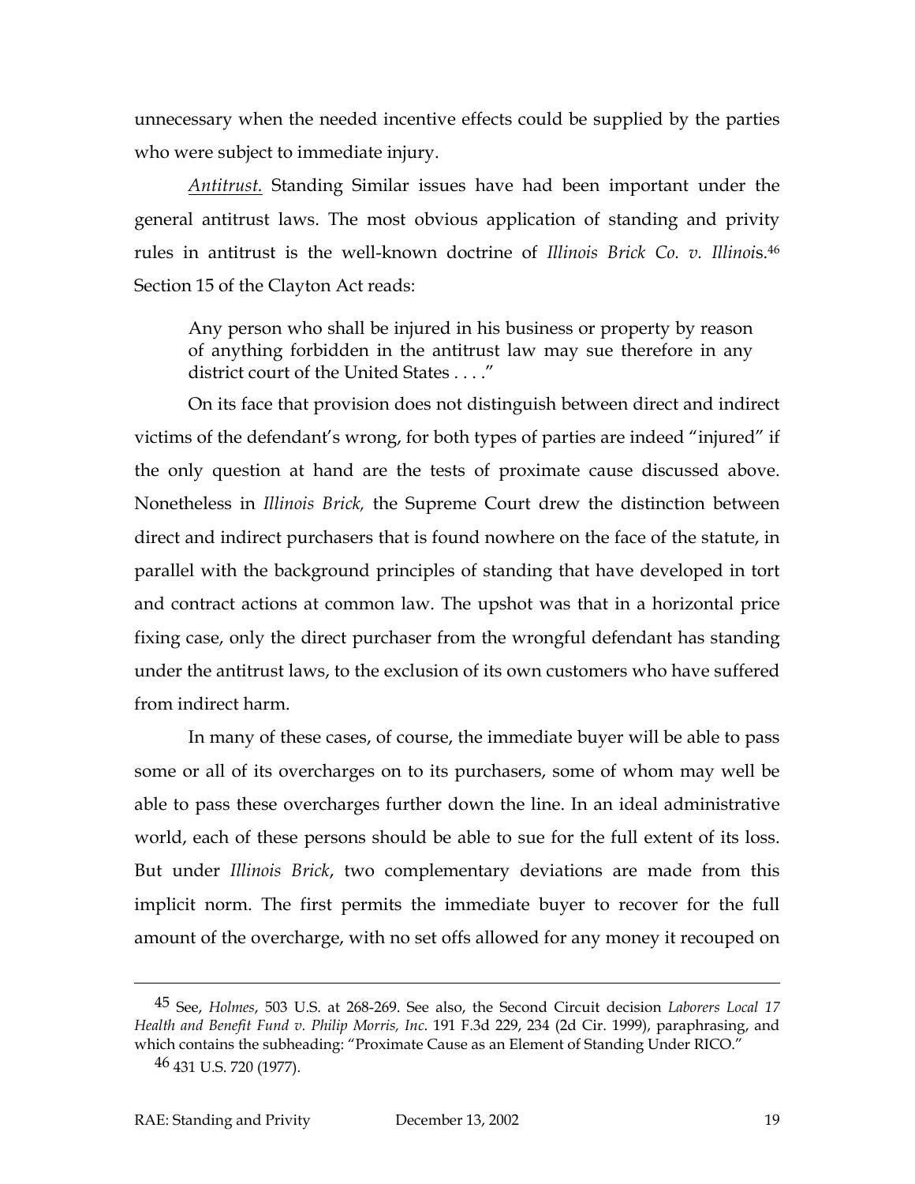unnecessary when the needed incentive effects could be supplied by the parties who were subject to immediate injury.

<u>Antitrust.</u> Standing Similar issues have had been important under the general antitrust laws. The most obvious application of standing and privity rules in antitrust is the well-known doctrine of *Illinois Brick Co. v. Illinoi*s.[46] Section 15 of the Clayton Act reads:

> Any person who shall be injured in his business or property by reason of anything forbidden in the antitrust law may sue therefore in any district court of the United States . . . ."

On its face that provision does not distinguish between direct and indirect victims of the defendant's wrong, for both types of parties are indeed "injured" if the only question at hand are the tests of proximate cause discussed above. Nonetheless in *Illinois Brick,* the Supreme Court drew the distinction between direct and indirect purchasers that is found nowhere on the face of the statute, in parallel with the background principles of standing that have developed in tort and contract actions at common law. The upshot was that in a horizontal price fixing case, only the direct purchaser from the wrongful defendant has standing under the antitrust laws, to the exclusion of its own customers who have suffered from indirect harm.

In many of these cases, of course, the immediate buyer will be able to pass some or all of its overcharges on to its purchasers, some of whom may well be able to pass these overcharges further down the line. In an ideal administrative world, each of these persons should be able to sue for the full extent of its loss. But under *Illinois Brick*, two complementary deviations are made from this implicit norm. The first permits the immediate buyer to recover for the full amount of the overcharge, with no set offs allowed for any money it recouped on

---

[45] See, *Holmes*, 503 U.S. at 268-269. See also, the Second Circuit decision *Laborers Local 17 Health and Benefit Fund v. Philip Morris, Inc*. 191 F.3d 229, 234 (2d Cir. 1999), paraphrasing, and which contains the subheading: "Proximate Cause as an Element of Standing Under RICO."

[46] 431 U.S. 720 (1977).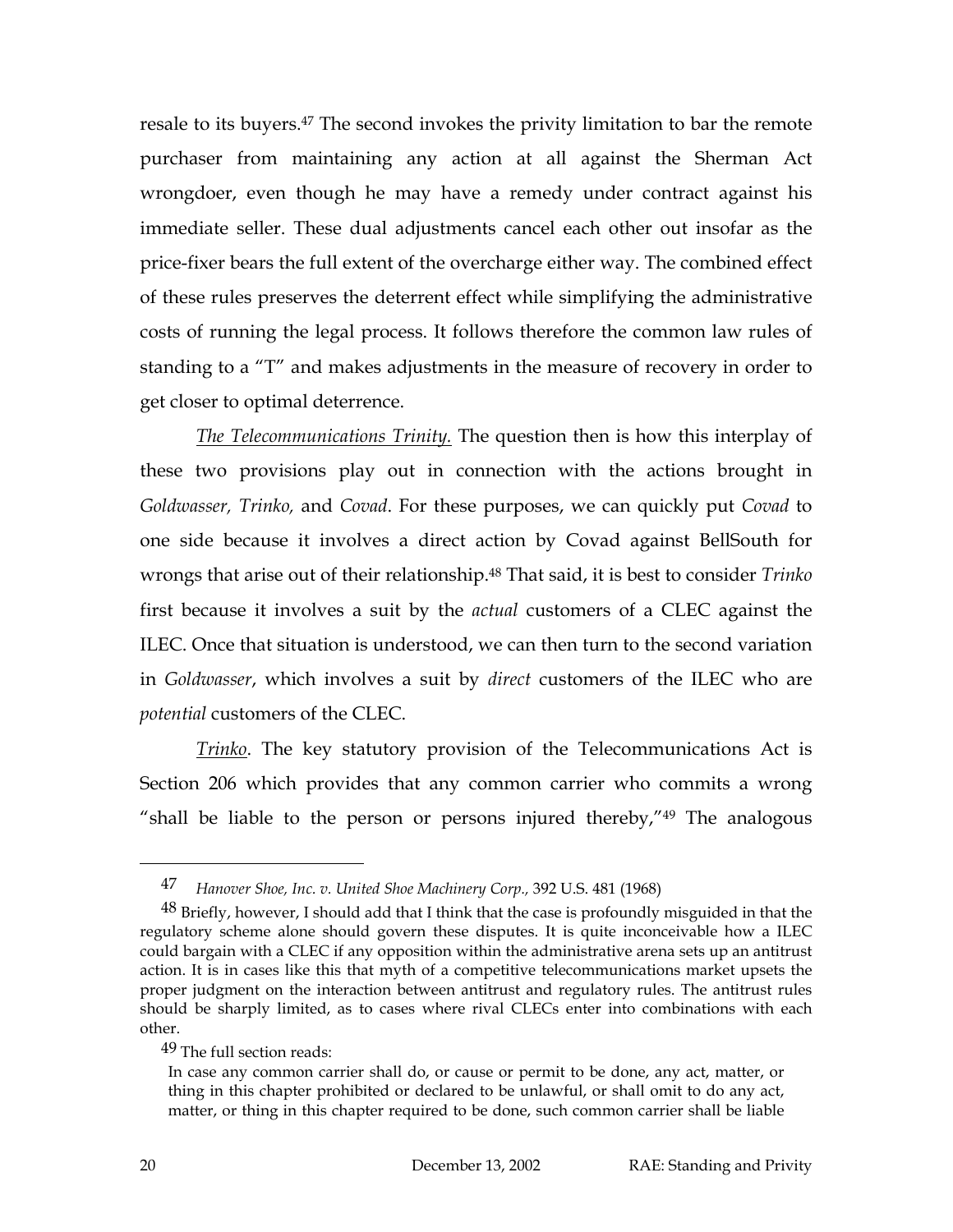resale to its buyers.[47] The second invokes the privity limitation to bar the remote purchaser from maintaining any action at all against the Sherman Act wrongdoer, even though he may have a remedy under contract against his immediate seller. These dual adjustments cancel each other out insofar as the price-fixer bears the full extent of the overcharge either way. The combined effect of these rules preserves the deterrent effect while simplifying the administrative costs of running the legal process. It follows therefore the common law rules of standing to a "T" and makes adjustments in the measure of recovery in order to get closer to optimal deterrence.

*The Telecommunications Trinity.* The question then is how this interplay of these two provisions play out in connection with the actions brought in *Goldwasser, Trinko,* and *Covad*. For these purposes, we can quickly put *Covad* to one side because it involves a direct action by Covad against BellSouth for wrongs that arise out of their relationship.[48] That said, it is best to consider *Trinko* first because it involves a suit by the *actual* customers of a CLEC against the ILEC. Once that situation is understood, we can then turn to the second variation in *Goldwasser*, which involves a suit by *direct* customers of the ILEC who are *potential* customers of the CLEC.

*Trinko*. The key statutory provision of the Telecommunications Act is Section 206 which provides that any common carrier who commits a wrong "shall be liable to the person or persons injured thereby,"[49] The analogous

---

[47] *Hanover Shoe, Inc. v. United Shoe Machinery Corp.,* 392 U.S. 481 (1968)

[48] Briefly, however, I should add that I think that the case is profoundly misguided in that the regulatory scheme alone should govern these disputes. It is quite inconceivable how a ILEC could bargain with a CLEC if any opposition within the administrative arena sets up an antitrust action. It is in cases like this that myth of a competitive telecommunications market upsets the proper judgment on the interaction between antitrust and regulatory rules. The antitrust rules should be sharply limited, as to cases where rival CLECs enter into combinations with each other.

[49] The full section reads:

> In case any common carrier shall do, or cause or permit to be done, any act, matter, or thing in this chapter prohibited or declared to be unlawful, or shall omit to do any act, matter, or thing in this chapter required to be done, such common carrier shall be liable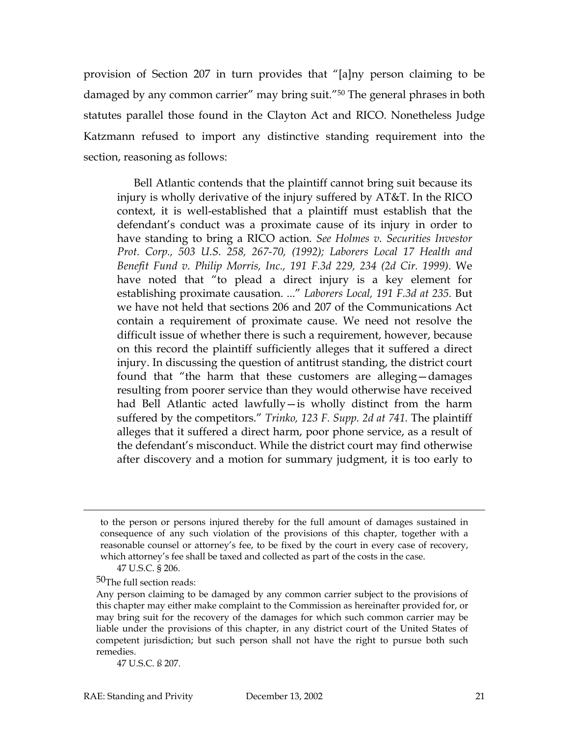provision of Section 207 in turn provides that "[a]ny person claiming to be damaged by any common carrier" may bring suit."[50] The general phrases in both statutes parallel those found in the Clayton Act and RICO. Nonetheless Judge Katzmann refused to import any distinctive standing requirement into the section, reasoning as follows:

> Bell Atlantic contends that the plaintiff cannot bring suit because its injury is wholly derivative of the injury suffered by AT&T. In the RICO context, it is well-established that a plaintiff must establish that the defendant's conduct was a proximate cause of its injury in order to have standing to bring a RICO action. *See Holmes v. Securities Investor Prot. Corp., 503 U.S. 258, 267-70, (1992); Laborers Local 17 Health and Benefit Fund v. Philip Morris, Inc., 191 F.3d 229, 234 (2d Cir. 1999).* We have noted that "to plead a direct injury is a key element for establishing proximate causation. ..." *Laborers Local, 191 F.3d at 235.* But we have not held that sections 206 and 207 of the Communications Act contain a requirement of proximate cause. We need not resolve the difficult issue of whether there is such a requirement, however, because on this record the plaintiff sufficiently alleges that it suffered a direct injury. In discussing the question of antitrust standing, the district court found that "the harm that these customers are alleging—damages resulting from poorer service than they would otherwise have received had Bell Atlantic acted lawfully—is wholly distinct from the harm suffered by the competitors." *Trinko, 123 F. Supp. 2d at 741.* The plaintiff alleges that it suffered a direct harm, poor phone service, as a result of the defendant's misconduct. While the district court may find otherwise after discovery and a motion for summary judgment, it is too early to

---

to the person or persons injured thereby for the full amount of damages sustained in consequence of any such violation of the provisions of this chapter, together with a reasonable counsel or attorney's fee, to be fixed by the court in every case of recovery, which attorney's fee shall be taxed and collected as part of the costs in the case.

47 U.S.C. § 206.

[50] The full section reads:

Any person claiming to be damaged by any common carrier subject to the provisions of this chapter may either make complaint to the Commission as hereinafter provided for, or may bring suit for the recovery of the damages for which such common carrier may be liable under the provisions of this chapter, in any district court of the United States of competent jurisdiction; but such person shall not have the right to pursue both such remedies.

47 U.S.C. ß 207.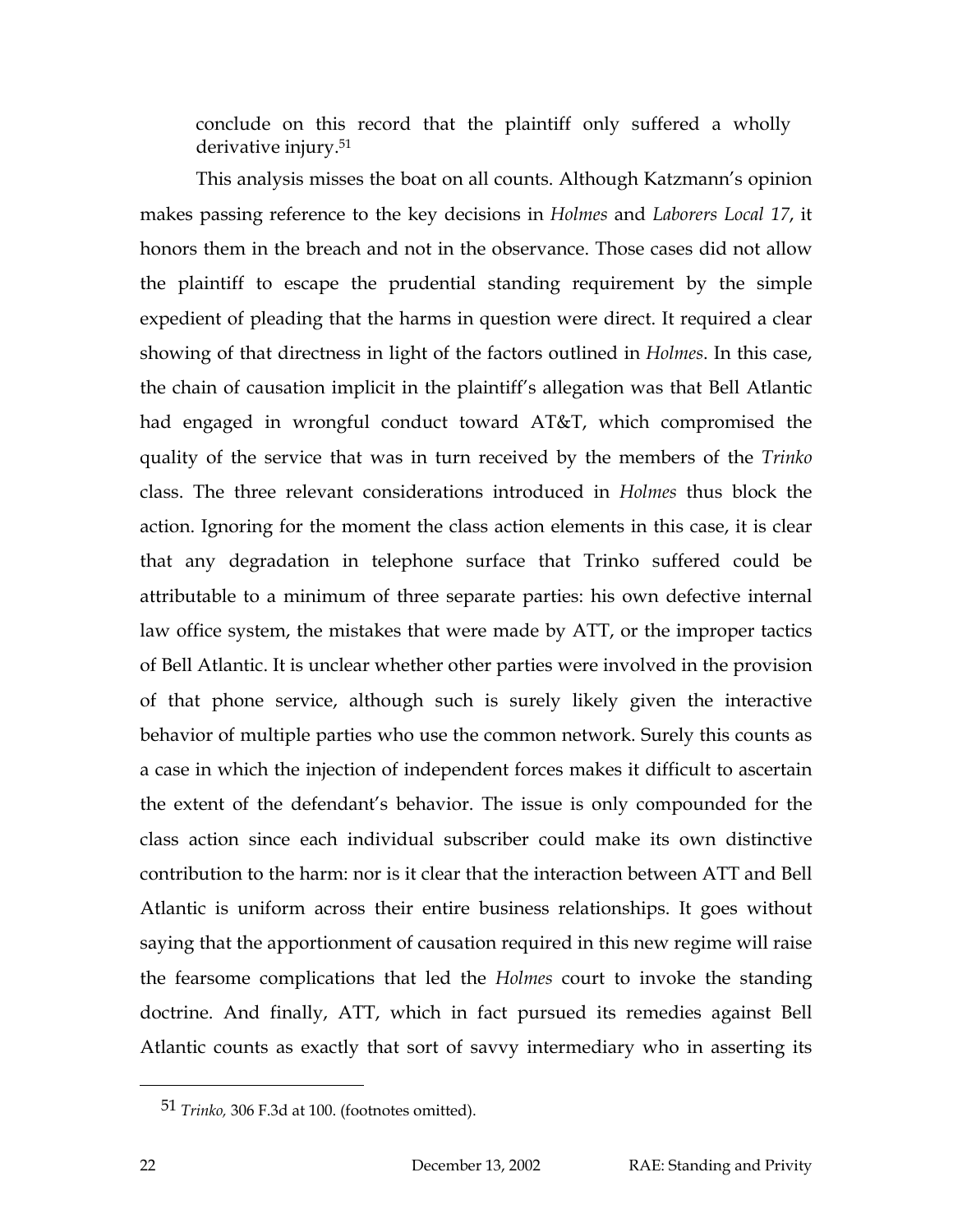conclude on this record that the plaintiff only suffered a wholly derivative injury.[51]

This analysis misses the boat on all counts. Although Katzmann's opinion makes passing reference to the key decisions in *Holmes* and *Laborers Local 17*, it honors them in the breach and not in the observance. Those cases did not allow the plaintiff to escape the prudential standing requirement by the simple expedient of pleading that the harms in question were direct. It required a clear showing of that directness in light of the factors outlined in *Holmes*. In this case, the chain of causation implicit in the plaintiff's allegation was that Bell Atlantic had engaged in wrongful conduct toward AT&T, which compromised the quality of the service that was in turn received by the members of the *Trinko* class. The three relevant considerations introduced in *Holmes* thus block the action. Ignoring for the moment the class action elements in this case, it is clear that any degradation in telephone surface that Trinko suffered could be attributable to a minimum of three separate parties: his own defective internal law office system, the mistakes that were made by ATT, or the improper tactics of Bell Atlantic. It is unclear whether other parties were involved in the provision of that phone service, although such is surely likely given the interactive behavior of multiple parties who use the common network. Surely this counts as a case in which the injection of independent forces makes it difficult to ascertain the extent of the defendant's behavior. The issue is only compounded for the class action since each individual subscriber could make its own distinctive contribution to the harm: nor is it clear that the interaction between ATT and Bell Atlantic is uniform across their entire business relationships. It goes without saying that the apportionment of causation required in this new regime will raise the fearsome complications that led the *Holmes* court to invoke the standing doctrine. And finally, ATT, which in fact pursued its remedies against Bell Atlantic counts as exactly that sort of savvy intermediary who in asserting its

[51] *Trinko,* 306 F.3d at 100. (footnotes omitted).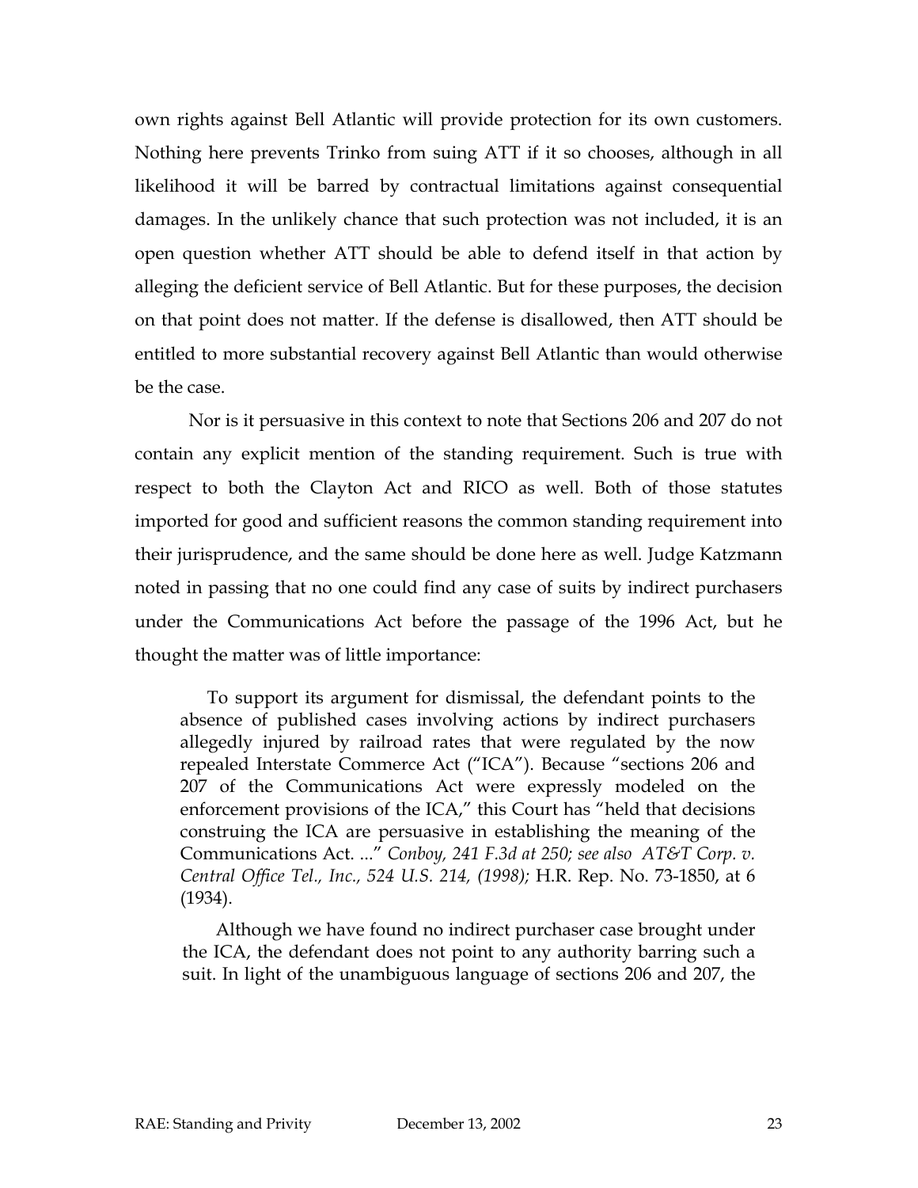own rights against Bell Atlantic will provide protection for its own customers. Nothing here prevents Trinko from suing ATT if it so chooses, although in all likelihood it will be barred by contractual limitations against consequential damages. In the unlikely chance that such protection was not included, it is an open question whether ATT should be able to defend itself in that action by alleging the deficient service of Bell Atlantic. But for these purposes, the decision on that point does not matter. If the defense is disallowed, then ATT should be entitled to more substantial recovery against Bell Atlantic than would otherwise be the case.

Nor is it persuasive in this context to note that Sections 206 and 207 do not contain any explicit mention of the standing requirement. Such is true with respect to both the Clayton Act and RICO as well. Both of those statutes imported for good and sufficient reasons the common standing requirement into their jurisprudence, and the same should be done here as well. Judge Katzmann noted in passing that no one could find any case of suits by indirect purchasers under the Communications Act before the passage of the 1996 Act, but he thought the matter was of little importance:

> To support its argument for dismissal, the defendant points to the absence of published cases involving actions by indirect purchasers allegedly injured by railroad rates that were regulated by the now repealed Interstate Commerce Act ("ICA"). Because "sections 206 and 207 of the Communications Act were expressly modeled on the enforcement provisions of the ICA," this Court has "held that decisions construing the ICA are persuasive in establishing the meaning of the Communications Act. ..." *Conboy, 241 F.3d at 250; see also AT&T Corp. v. Central Office Tel., Inc., 524 U.S. 214, (1998);* H.R. Rep. No. 73-1850, at 6 (1934).
>
> Although we have found no indirect purchaser case brought under the ICA, the defendant does not point to any authority barring such a suit. In light of the unambiguous language of sections 206 and 207, the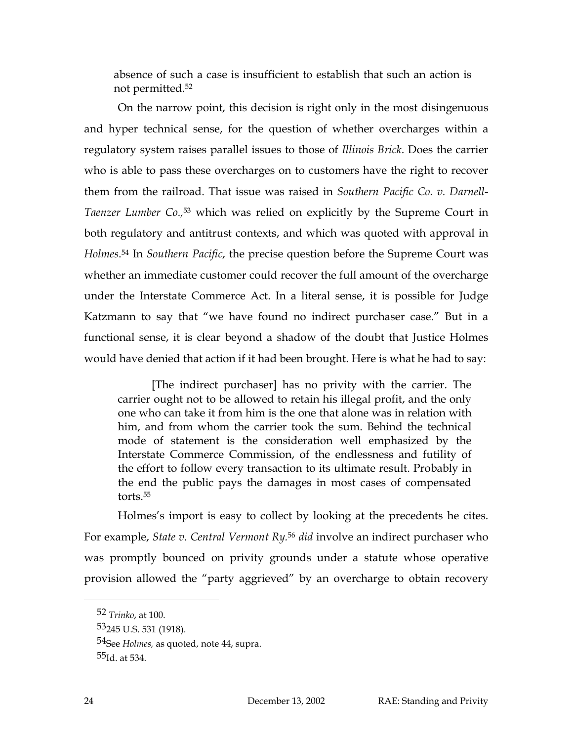absence of such a case is insufficient to establish that such an action is not permitted.[52]

On the narrow point, this decision is right only in the most disingenuous and hyper technical sense, for the question of whether overcharges within a regulatory system raises parallel issues to those of *Illinois Brick*. Does the carrier who is able to pass these overcharges on to customers have the right to recover them from the railroad. That issue was raised in *Southern Pacific Co. v. Darnell-Taenzer Lumber Co.*,[53] which was relied on explicitly by the Supreme Court in both regulatory and antitrust contexts, and which was quoted with approval in *Holmes*.[54] In *Southern Pacific*, the precise question before the Supreme Court was whether an immediate customer could recover the full amount of the overcharge under the Interstate Commerce Act. In a literal sense, it is possible for Judge Katzmann to say that "we have found no indirect purchaser case." But in a functional sense, it is clear beyond a shadow of the doubt that Justice Holmes would have denied that action if it had been brought. Here is what he had to say:

> [The indirect purchaser] has no privity with the carrier. The carrier ought not to be allowed to retain his illegal profit, and the only one who can take it from him is the one that alone was in relation with him, and from whom the carrier took the sum. Behind the technical mode of statement is the consideration well emphasized by the Interstate Commerce Commission, of the endlessness and futility of the effort to follow every transaction to its ultimate result. Probably in the end the public pays the damages in most cases of compensated torts.[55]

Holmes's import is easy to collect by looking at the precedents he cites. For example, *State v. Central Vermont Ry.*[56] *did* involve an indirect purchaser who was promptly bounced on privity grounds under a statute whose operative provision allowed the "party aggrieved" by an overcharge to obtain recovery

---

[52] *Trinko*, at 100.

[53] 245 U.S. 531 (1918).

[54] See *Holmes,* as quoted, note 44, supra.

[55] Id. at 534.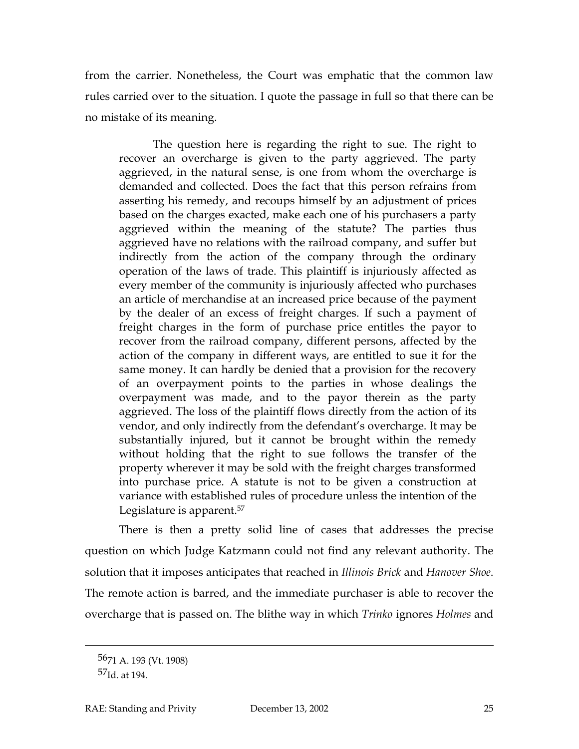from the carrier. Nonetheless, the Court was emphatic that the common law rules carried over to the situation. I quote the passage in full so that there can be no mistake of its meaning.

> The question here is regarding the right to sue. The right to recover an overcharge is given to the party aggrieved. The party aggrieved, in the natural sense, is one from whom the overcharge is demanded and collected. Does the fact that this person refrains from asserting his remedy, and recoups himself by an adjustment of prices based on the charges exacted, make each one of his purchasers a party aggrieved within the meaning of the statute? The parties thus aggrieved have no relations with the railroad company, and suffer but indirectly from the action of the company through the ordinary operation of the laws of trade. This plaintiff is injuriously affected as every member of the community is injuriously affected who purchases an article of merchandise at an increased price because of the payment by the dealer of an excess of freight charges. If such a payment of freight charges in the form of purchase price entitles the payor to recover from the railroad company, different persons, affected by the action of the company in different ways, are entitled to sue it for the same money. It can hardly be denied that a provision for the recovery of an overpayment points to the parties in whose dealings the overpayment was made, and to the payor therein as the party aggrieved. The loss of the plaintiff flows directly from the action of its vendor, and only indirectly from the defendant's overcharge. It may be substantially injured, but it cannot be brought within the remedy without holding that the right to sue follows the transfer of the property wherever it may be sold with the freight charges transformed into purchase price. A statute is not to be given a construction at variance with established rules of procedure unless the intention of the Legislature is apparent.[57]

There is then a pretty solid line of cases that addresses the precise question on which Judge Katzmann could not find any relevant authority. The solution that it imposes anticipates that reached in *Illinois Brick* and *Hanover Shoe*. The remote action is barred, and the immediate purchaser is able to recover the overcharge that is passed on. The blithe way in which *Trinko* ignores *Holmes* and

---

[56] 71 A. 193 (Vt. 1908)

[57] Id. at 194.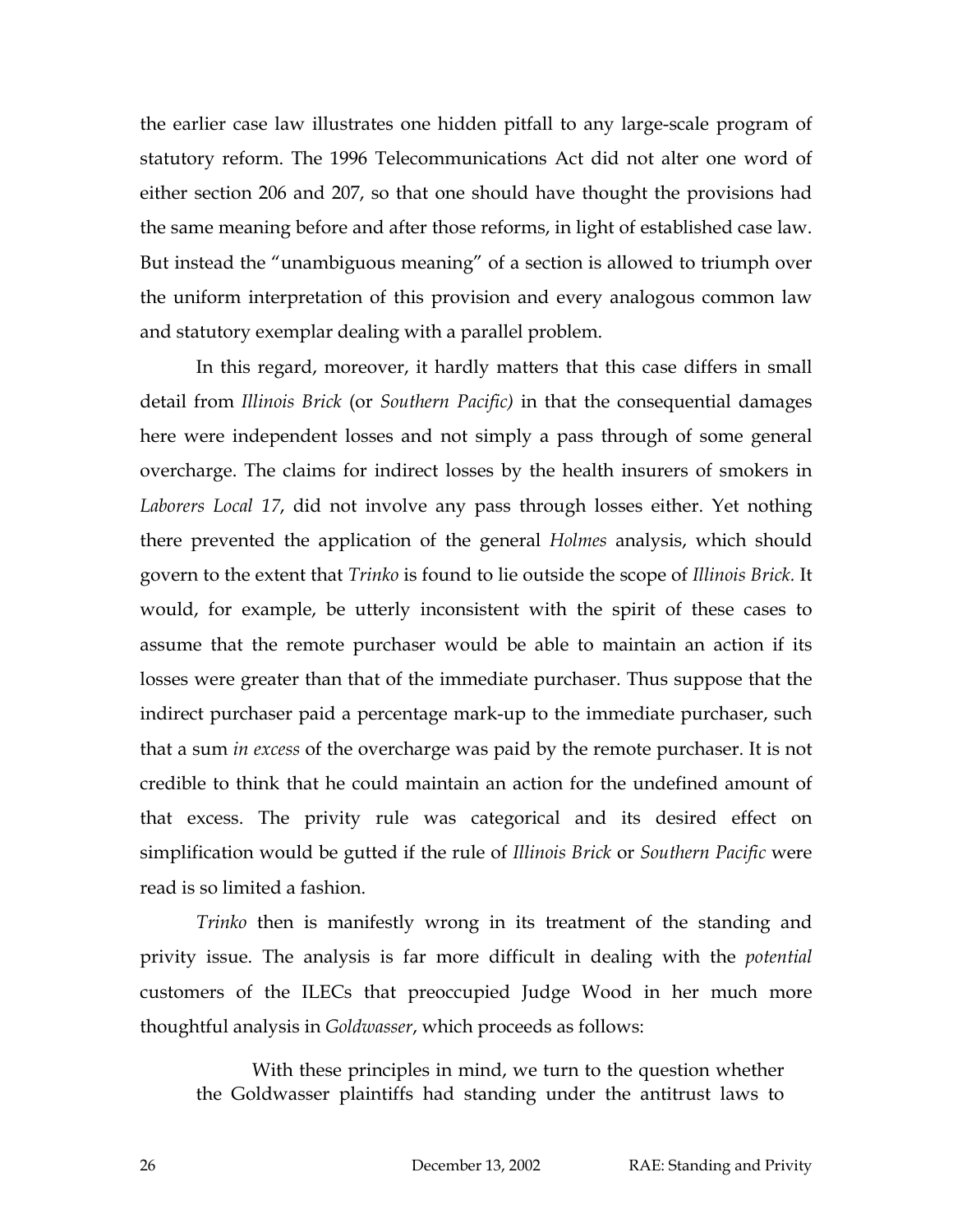the earlier case law illustrates one hidden pitfall to any large-scale program of statutory reform. The 1996 Telecommunications Act did not alter one word of either section 206 and 207, so that one should have thought the provisions had the same meaning before and after those reforms, in light of established case law. But instead the "unambiguous meaning" of a section is allowed to triumph over the uniform interpretation of this provision and every analogous common law and statutory exemplar dealing with a parallel problem.

In this regard, moreover, it hardly matters that this case differs in small detail from *Illinois Brick* (or *Southern Pacific)* in that the consequential damages here were independent losses and not simply a pass through of some general overcharge. The claims for indirect losses by the health insurers of smokers in *Laborers Local 17*, did not involve any pass through losses either. Yet nothing there prevented the application of the general *Holmes* analysis, which should govern to the extent that *Trinko* is found to lie outside the scope of *Illinois Brick.* It would, for example, be utterly inconsistent with the spirit of these cases to assume that the remote purchaser would be able to maintain an action if its losses were greater than that of the immediate purchaser. Thus suppose that the indirect purchaser paid a percentage mark-up to the immediate purchaser, such that a sum *in excess* of the overcharge was paid by the remote purchaser. It is not credible to think that he could maintain an action for the undefined amount of that excess. The privity rule was categorical and its desired effect on simplification would be gutted if the rule of *Illinois Brick* or *Southern Pacific* were read is so limited a fashion.

*Trinko* then is manifestly wrong in its treatment of the standing and privity issue. The analysis is far more difficult in dealing with the *potential* customers of the ILECs that preoccupied Judge Wood in her much more thoughtful analysis in *Goldwasser*, which proceeds as follows:

> With these principles in mind, we turn to the question whether the Goldwasser plaintiffs had standing under the antitrust laws to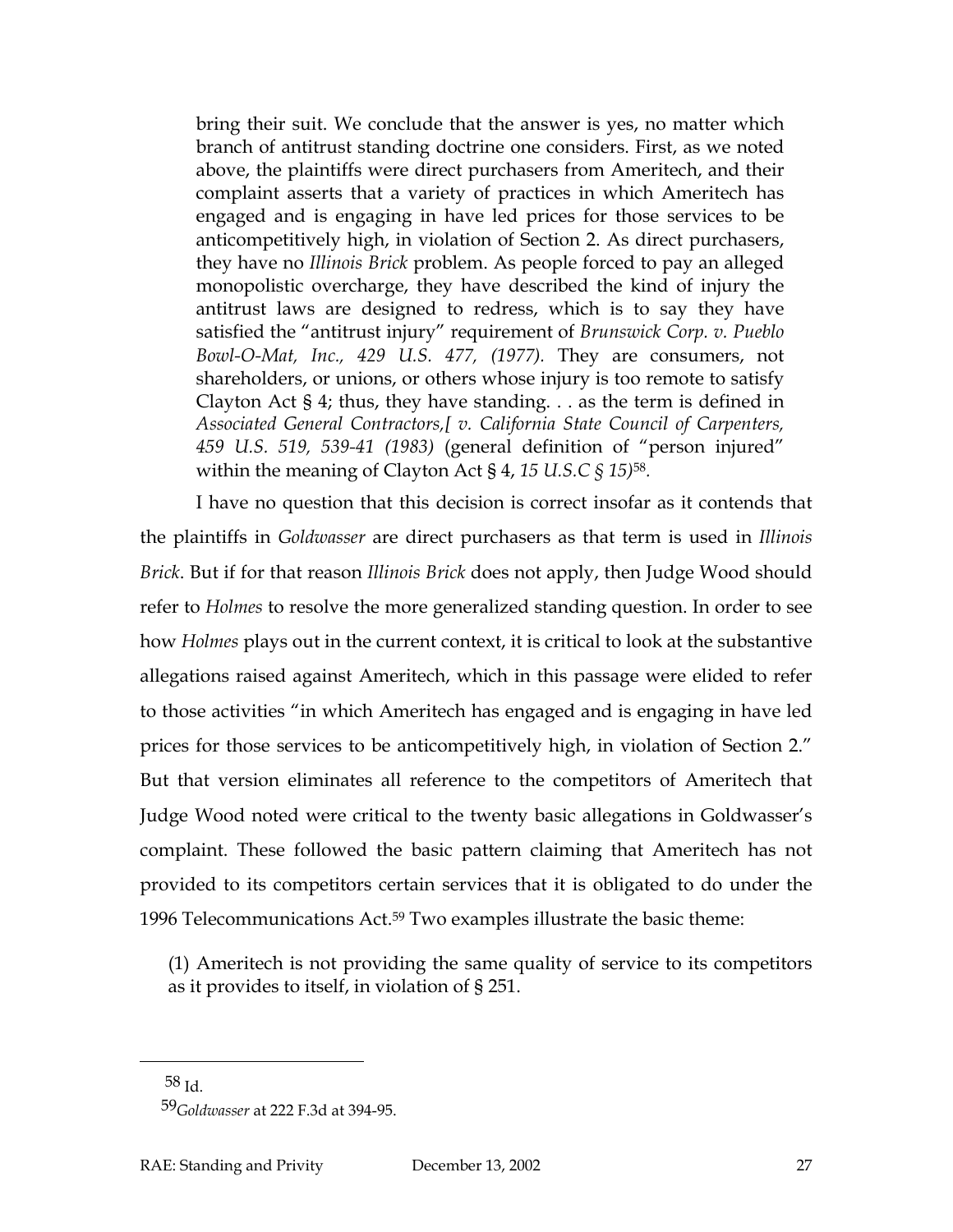> bring their suit. We conclude that the answer is yes, no matter which branch of antitrust standing doctrine one considers. First, as we noted above, the plaintiffs were direct purchasers from Ameritech, and their complaint asserts that a variety of practices in which Ameritech has engaged and is engaging in have led prices for those services to be anticompetitively high, in violation of Section 2. As direct purchasers, they have no *Illinois Brick* problem. As people forced to pay an alleged monopolistic overcharge, they have described the kind of injury the antitrust laws are designed to redress, which is to say they have satisfied the "antitrust injury" requirement of *Brunswick Corp. v. Pueblo Bowl-O-Mat, Inc., 429 U.S. 477, (1977).* They are consumers, not shareholders, or unions, or others whose injury is too remote to satisfy Clayton Act § 4; thus, they have standing. . . as the term is defined in *Associated General Contractors,[ v. California State Council of Carpenters, 459 U.S. 519, 539-41 (1983)* (general definition of "person injured" within the meaning of Clayton Act § 4, *15 U.S.C § 15)*[58].

I have no question that this decision is correct insofar as it contends that the plaintiffs in *Goldwasser* are direct purchasers as that term is used in *Illinois Brick*. But if for that reason *Illinois Brick* does not apply, then Judge Wood should refer to *Holmes* to resolve the more generalized standing question. In order to see how *Holmes* plays out in the current context, it is critical to look at the substantive allegations raised against Ameritech, which in this passage were elided to refer to those activities "in which Ameritech has engaged and is engaging in have led prices for those services to be anticompetitively high, in violation of Section 2." But that version eliminates all reference to the competitors of Ameritech that Judge Wood noted were critical to the twenty basic allegations in Goldwasser's complaint. These followed the basic pattern claiming that Ameritech has not provided to its competitors certain services that it is obligated to do under the 1996 Telecommunications Act.[59] Two examples illustrate the basic theme:

> (1) Ameritech is not providing the same quality of service to its competitors as it provides to itself, in violation of § 251.

---

[58] Id.

[59] *Goldwasser* at 222 F.3d at 394-95.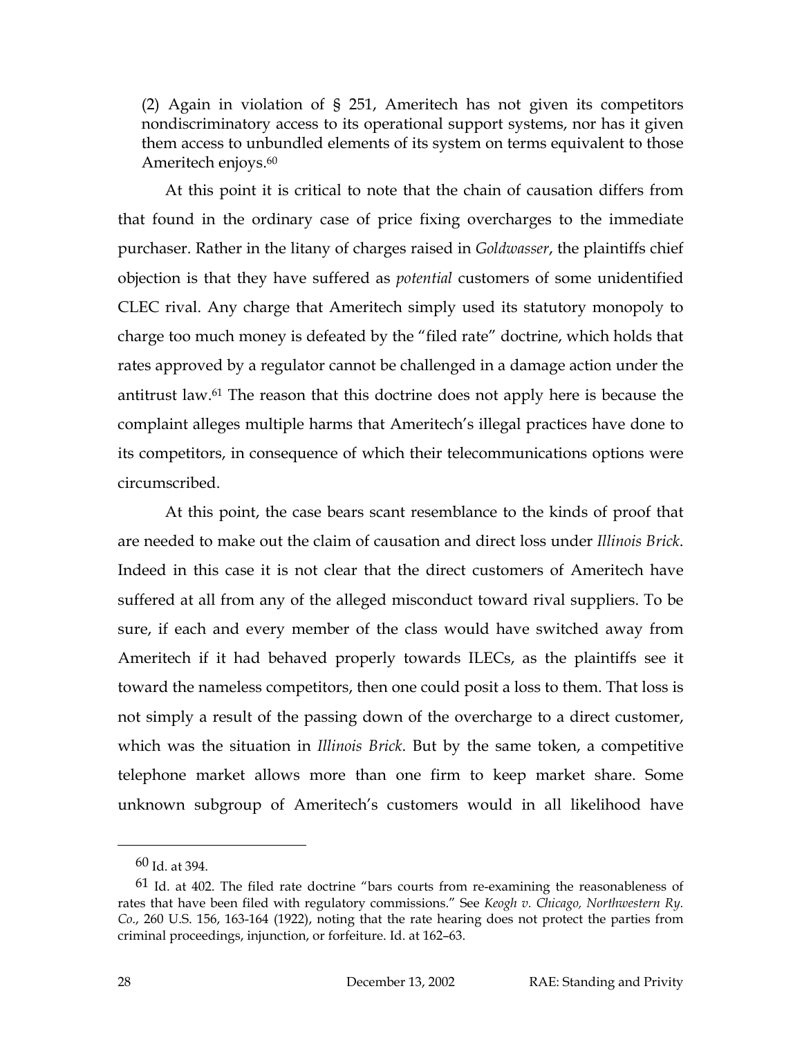(2) Again in violation of § 251, Ameritech has not given its competitors nondiscriminatory access to its operational support systems, nor has it given them access to unbundled elements of its system on terms equivalent to those Ameritech enjoys.[60]

At this point it is critical to note that the chain of causation differs from that found in the ordinary case of price fixing overcharges to the immediate purchaser. Rather in the litany of charges raised in *Goldwasser*, the plaintiffs chief objection is that they have suffered as *potential* customers of some unidentified CLEC rival. Any charge that Ameritech simply used its statutory monopoly to charge too much money is defeated by the "filed rate" doctrine, which holds that rates approved by a regulator cannot be challenged in a damage action under the antitrust law.[61] The reason that this doctrine does not apply here is because the complaint alleges multiple harms that Ameritech's illegal practices have done to its competitors, in consequence of which their telecommunications options were circumscribed.

At this point, the case bears scant resemblance to the kinds of proof that are needed to make out the claim of causation and direct loss under *Illinois Brick*. Indeed in this case it is not clear that the direct customers of Ameritech have suffered at all from any of the alleged misconduct toward rival suppliers. To be sure, if each and every member of the class would have switched away from Ameritech if it had behaved properly towards ILECs, as the plaintiffs see it toward the nameless competitors, then one could posit a loss to them. That loss is not simply a result of the passing down of the overcharge to a direct customer, which was the situation in *Illinois Brick*. But by the same token, a competitive telephone market allows more than one firm to keep market share. Some unknown subgroup of Ameritech's customers would in all likelihood have

---

[60] Id. at 394.

[61] Id. at 402. The filed rate doctrine "bars courts from re-examining the reasonableness of rates that have been filed with regulatory commissions." See *Keogh v. Chicago, Northwestern Ry. Co.*, 260 U.S. 156, 163-164 (1922), noting that the rate hearing does not protect the parties from criminal proceedings, injunction, or forfeiture. Id. at 162–63.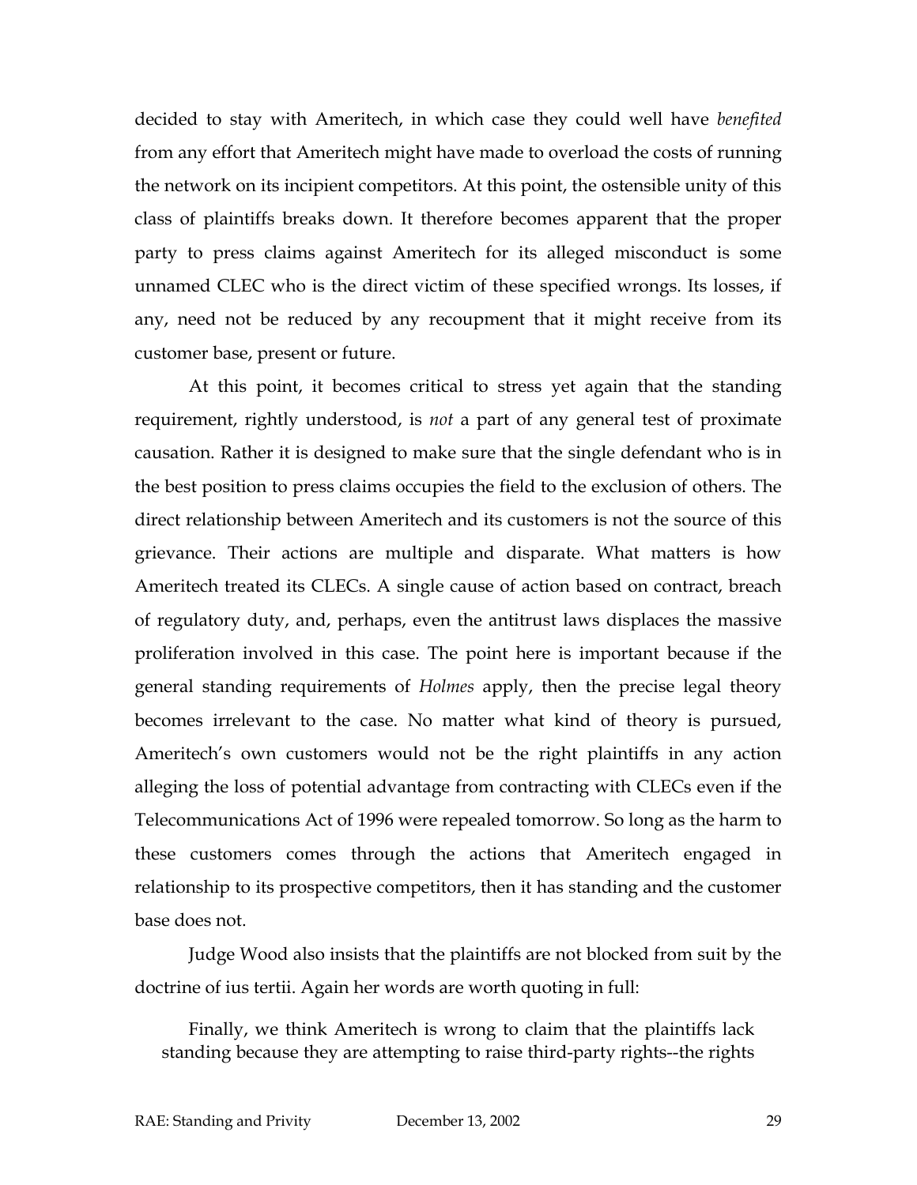decided to stay with Ameritech, in which case they could well have *benefited* from any effort that Ameritech might have made to overload the costs of running the network on its incipient competitors. At this point, the ostensible unity of this class of plaintiffs breaks down. It therefore becomes apparent that the proper party to press claims against Ameritech for its alleged misconduct is some unnamed CLEC who is the direct victim of these specified wrongs. Its losses, if any, need not be reduced by any recoupment that it might receive from its customer base, present or future.

At this point, it becomes critical to stress yet again that the standing requirement, rightly understood, is *not* a part of any general test of proximate causation. Rather it is designed to make sure that the single defendant who is in the best position to press claims occupies the field to the exclusion of others. The direct relationship between Ameritech and its customers is not the source of this grievance. Their actions are multiple and disparate. What matters is how Ameritech treated its CLECs. A single cause of action based on contract, breach of regulatory duty, and, perhaps, even the antitrust laws displaces the massive proliferation involved in this case. The point here is important because if the general standing requirements of *Holmes* apply, then the precise legal theory becomes irrelevant to the case. No matter what kind of theory is pursued, Ameritech's own customers would not be the right plaintiffs in any action alleging the loss of potential advantage from contracting with CLECs even if the Telecommunications Act of 1996 were repealed tomorrow. So long as the harm to these customers comes through the actions that Ameritech engaged in relationship to its prospective competitors, then it has standing and the customer base does not.

Judge Wood also insists that the plaintiffs are not blocked from suit by the doctrine of ius tertii. Again her words are worth quoting in full:

> Finally, we think Ameritech is wrong to claim that the plaintiffs lack standing because they are attempting to raise third-party rights--the rights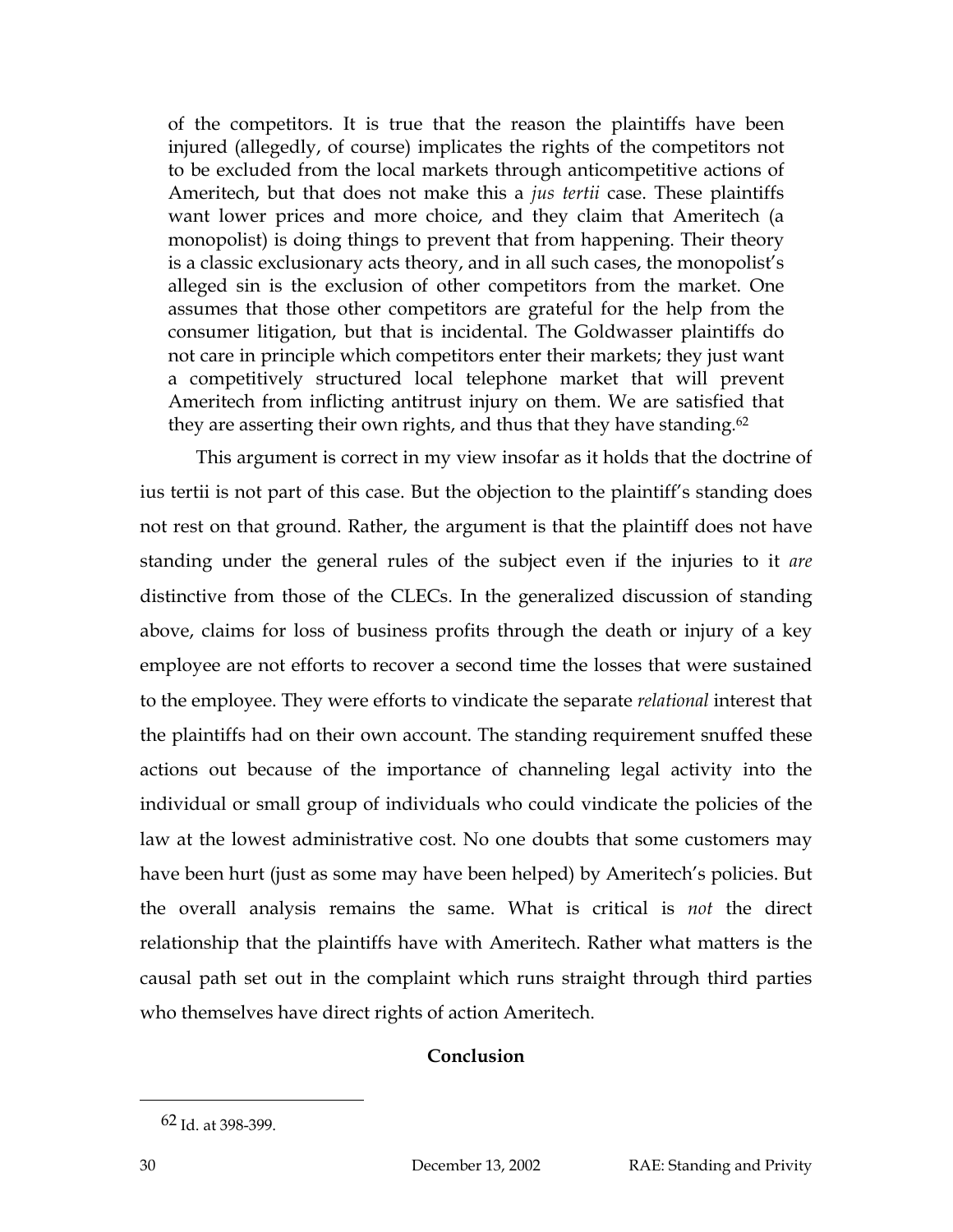> of the competitors. It is true that the reason the plaintiffs have been injured (allegedly, of course) implicates the rights of the competitors not to be excluded from the local markets through anticompetitive actions of Ameritech, but that does not make this a *jus tertii* case. These plaintiffs want lower prices and more choice, and they claim that Ameritech (a monopolist) is doing things to prevent that from happening. Their theory is a classic exclusionary acts theory, and in all such cases, the monopolist's alleged sin is the exclusion of other competitors from the market. One assumes that those other competitors are grateful for the help from the consumer litigation, but that is incidental. The Goldwasser plaintiffs do not care in principle which competitors enter their markets; they just want a competitively structured local telephone market that will prevent Ameritech from inflicting antitrust injury on them. We are satisfied that they are asserting their own rights, and thus that they have standing.[62]

This argument is correct in my view insofar as it holds that the doctrine of ius tertii is not part of this case. But the objection to the plaintiff's standing does not rest on that ground. Rather, the argument is that the plaintiff does not have standing under the general rules of the subject even if the injuries to it *are* distinctive from those of the CLECs. In the generalized discussion of standing above, claims for loss of business profits through the death or injury of a key employee are not efforts to recover a second time the losses that were sustained to the employee. They were efforts to vindicate the separate *relational* interest that the plaintiffs had on their own account. The standing requirement snuffed these actions out because of the importance of channeling legal activity into the individual or small group of individuals who could vindicate the policies of the law at the lowest administrative cost. No one doubts that some customers may have been hurt (just as some may have been helped) by Ameritech's policies. But the overall analysis remains the same. What is critical is *not* the direct relationship that the plaintiffs have with Ameritech. Rather what matters is the causal path set out in the complaint which runs straight through third parties who themselves have direct rights of action Ameritech.

## Conclusion

[62] Id. at 398-399.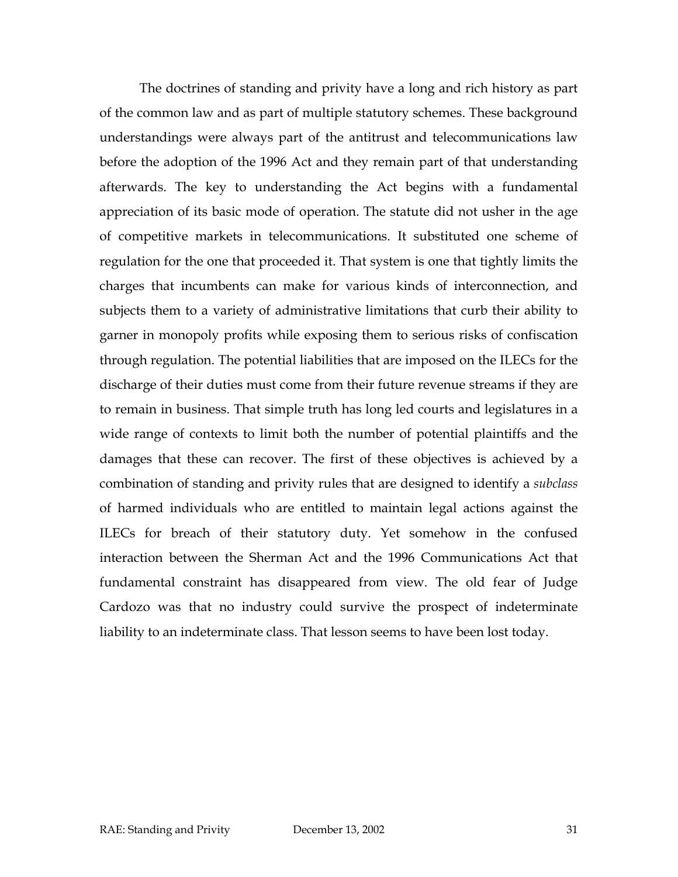The doctrines of standing and privity have a long and rich history as part of the common law and as part of multiple statutory schemes. These background understandings were always part of the antitrust and telecommunications law before the adoption of the 1996 Act and they remain part of that understanding afterwards. The key to understanding the Act begins with a fundamental appreciation of its basic mode of operation. The statute did not usher in the age of competitive markets in telecommunications. It substituted one scheme of regulation for the one that proceeded it. That system is one that tightly limits the charges that incumbents can make for various kinds of interconnection, and subjects them to a variety of administrative limitations that curb their ability to garner in monopoly profits while exposing them to serious risks of confiscation through regulation. The potential liabilities that are imposed on the ILECs for the discharge of their duties must come from their future revenue streams if they are to remain in business. That simple truth has long led courts and legislatures in a wide range of contexts to limit both the number of potential plaintiffs and the damages that these can recover. The first of these objectives is achieved by a combination of standing and privity rules that are designed to identify a *subclass* of harmed individuals who are entitled to maintain legal actions against the ILECs for breach of their statutory duty. Yet somehow in the confused interaction between the Sherman Act and the 1996 Communications Act that fundamental constraint has disappeared from view. The old fear of Judge Cardozo was that no industry could survive the prospect of indeterminate liability to an indeterminate class. That lesson seems to have been lost today.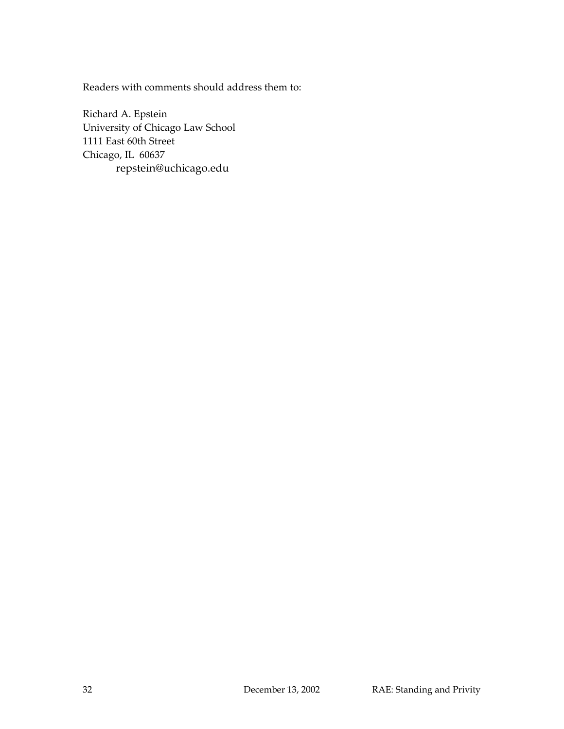Readers with comments should address them to:

Richard A. Epstein
University of Chicago Law School
1111 East 60th Street
Chicago, IL 60637
repstein@uchicago.edu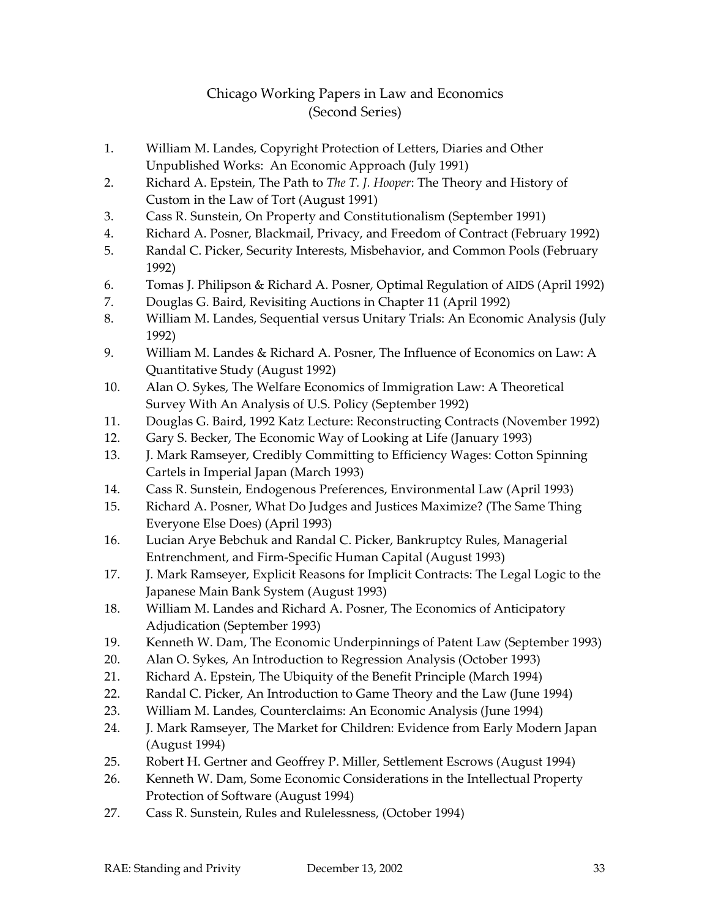# Chicago Working Papers in Law and Economics
## (Second Series)

1. William M. Landes, Copyright Protection of Letters, Diaries and Other Unpublished Works: An Economic Approach (July 1991)
2. Richard A. Epstein, The Path to *The T. J. Hooper*: The Theory and History of Custom in the Law of Tort (August 1991)
3. Cass R. Sunstein, On Property and Constitutionalism (September 1991)
4. Richard A. Posner, Blackmail, Privacy, and Freedom of Contract (February 1992)
5. Randal C. Picker, Security Interests, Misbehavior, and Common Pools (February 1992)
6. Tomas J. Philipson & Richard A. Posner, Optimal Regulation of AIDS (April 1992)
7. Douglas G. Baird, Revisiting Auctions in Chapter 11 (April 1992)
8. William M. Landes, Sequential versus Unitary Trials: An Economic Analysis (July 1992)
9. William M. Landes & Richard A. Posner, The Influence of Economics on Law: A Quantitative Study (August 1992)
10. Alan O. Sykes, The Welfare Economics of Immigration Law: A Theoretical Survey With An Analysis of U.S. Policy (September 1992)
11. Douglas G. Baird, 1992 Katz Lecture: Reconstructing Contracts (November 1992)
12. Gary S. Becker, The Economic Way of Looking at Life (January 1993)
13. J. Mark Ramseyer, Credibly Committing to Efficiency Wages: Cotton Spinning Cartels in Imperial Japan (March 1993)
14. Cass R. Sunstein, Endogenous Preferences, Environmental Law (April 1993)
15. Richard A. Posner, What Do Judges and Justices Maximize? (The Same Thing Everyone Else Does) (April 1993)
16. Lucian Arye Bebchuk and Randal C. Picker, Bankruptcy Rules, Managerial Entrenchment, and Firm-Specific Human Capital (August 1993)
17. J. Mark Ramseyer, Explicit Reasons for Implicit Contracts: The Legal Logic to the Japanese Main Bank System (August 1993)
18. William M. Landes and Richard A. Posner, The Economics of Anticipatory Adjudication (September 1993)
19. Kenneth W. Dam, The Economic Underpinnings of Patent Law (September 1993)
20. Alan O. Sykes, An Introduction to Regression Analysis (October 1993)
21. Richard A. Epstein, The Ubiquity of the Benefit Principle (March 1994)
22. Randal C. Picker, An Introduction to Game Theory and the Law (June 1994)
23. William M. Landes, Counterclaims: An Economic Analysis (June 1994)
24. J. Mark Ramseyer, The Market for Children: Evidence from Early Modern Japan (August 1994)
25. Robert H. Gertner and Geoffrey P. Miller, Settlement Escrows (August 1994)
26. Kenneth W. Dam, Some Economic Considerations in the Intellectual Property Protection of Software (August 1994)
27. Cass R. Sunstein, Rules and Rulelessness, (October 1994)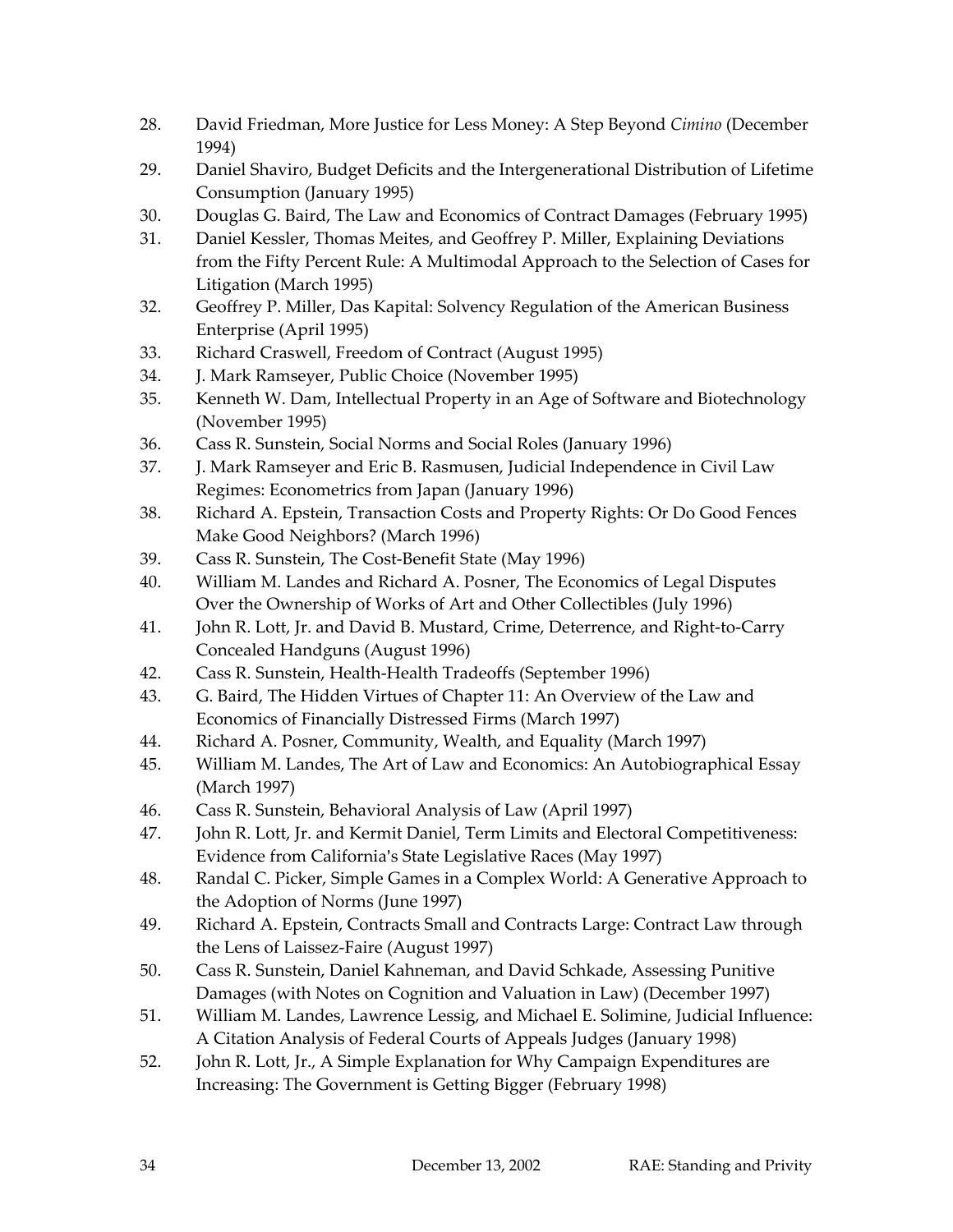28. David Friedman, More Justice for Less Money: A Step Beyond *Cimino* (December 1994)
29. Daniel Shaviro, Budget Deficits and the Intergenerational Distribution of Lifetime Consumption (January 1995)
30. Douglas G. Baird, The Law and Economics of Contract Damages (February 1995)
31. Daniel Kessler, Thomas Meites, and Geoffrey P. Miller, Explaining Deviations from the Fifty Percent Rule: A Multimodal Approach to the Selection of Cases for Litigation (March 1995)
32. Geoffrey P. Miller, Das Kapital: Solvency Regulation of the American Business Enterprise (April 1995)
33. Richard Craswell, Freedom of Contract (August 1995)
34. J. Mark Ramseyer, Public Choice (November 1995)
35. Kenneth W. Dam, Intellectual Property in an Age of Software and Biotechnology (November 1995)
36. Cass R. Sunstein, Social Norms and Social Roles (January 1996)
37. J. Mark Ramseyer and Eric B. Rasmusen, Judicial Independence in Civil Law Regimes: Econometrics from Japan (January 1996)
38. Richard A. Epstein, Transaction Costs and Property Rights: Or Do Good Fences Make Good Neighbors? (March 1996)
39. Cass R. Sunstein, The Cost-Benefit State (May 1996)
40. William M. Landes and Richard A. Posner, The Economics of Legal Disputes Over the Ownership of Works of Art and Other Collectibles (July 1996)
41. John R. Lott, Jr. and David B. Mustard, Crime, Deterrence, and Right-to-Carry Concealed Handguns (August 1996)
42. Cass R. Sunstein, Health-Health Tradeoffs (September 1996)
43. G. Baird, The Hidden Virtues of Chapter 11: An Overview of the Law and Economics of Financially Distressed Firms (March 1997)
44. Richard A. Posner, Community, Wealth, and Equality (March 1997)
45. William M. Landes, The Art of Law and Economics: An Autobiographical Essay (March 1997)
46. Cass R. Sunstein, Behavioral Analysis of Law (April 1997)
47. John R. Lott, Jr. and Kermit Daniel, Term Limits and Electoral Competitiveness: Evidence from California's State Legislative Races (May 1997)
48. Randal C. Picker, Simple Games in a Complex World: A Generative Approach to the Adoption of Norms (June 1997)
49. Richard A. Epstein, Contracts Small and Contracts Large: Contract Law through the Lens of Laissez-Faire (August 1997)
50. Cass R. Sunstein, Daniel Kahneman, and David Schkade, Assessing Punitive Damages (with Notes on Cognition and Valuation in Law) (December 1997)
51. William M. Landes, Lawrence Lessig, and Michael E. Solimine, Judicial Influence: A Citation Analysis of Federal Courts of Appeals Judges (January 1998)
52. John R. Lott, Jr., A Simple Explanation for Why Campaign Expenditures are Increasing: The Government is Getting Bigger (February 1998)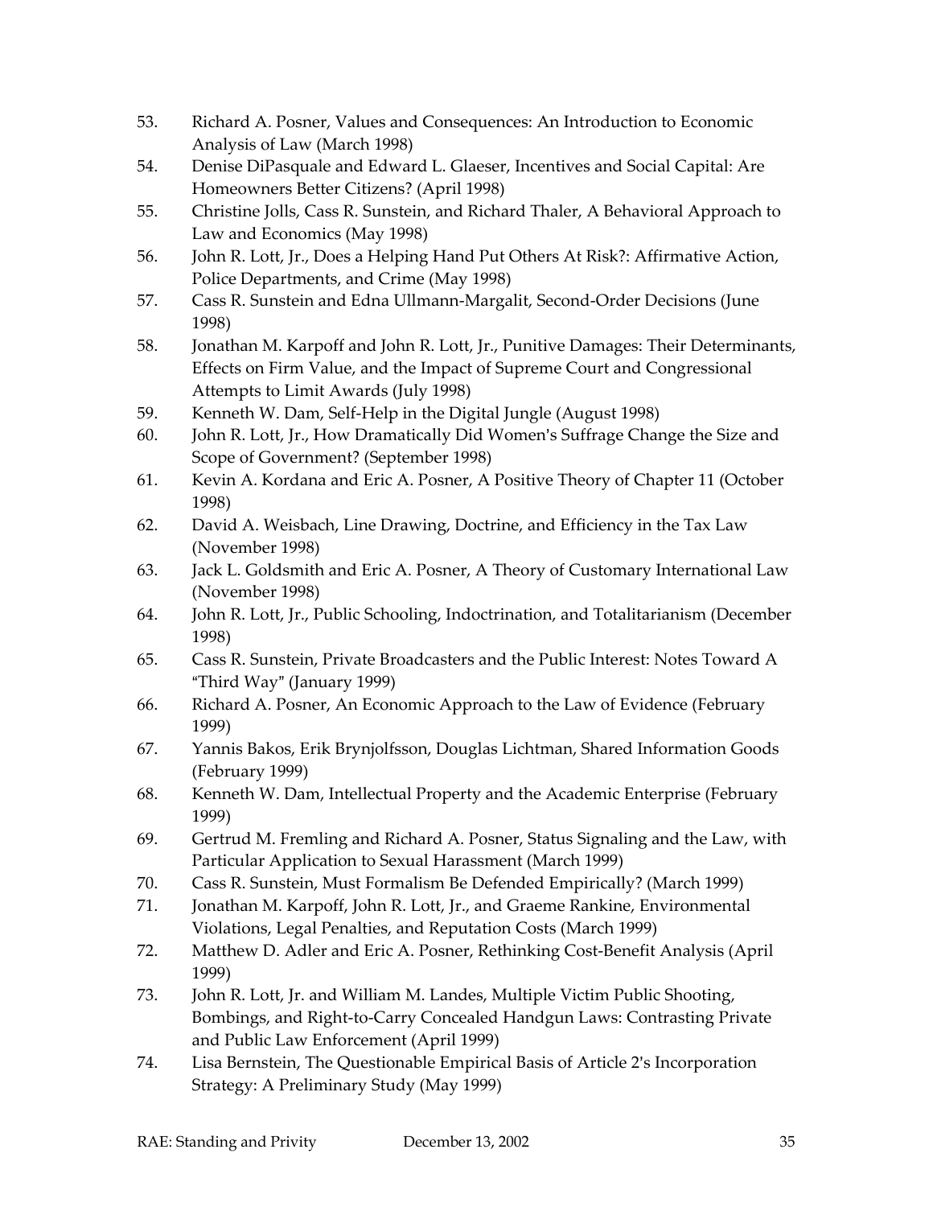53. Richard A. Posner, Values and Consequences: An Introduction to Economic Analysis of Law (March 1998)
54. Denise DiPasquale and Edward L. Glaeser, Incentives and Social Capital: Are Homeowners Better Citizens? (April 1998)
55. Christine Jolls, Cass R. Sunstein, and Richard Thaler, A Behavioral Approach to Law and Economics (May 1998)
56. John R. Lott, Jr., Does a Helping Hand Put Others At Risk?: Affirmative Action, Police Departments, and Crime (May 1998)
57. Cass R. Sunstein and Edna Ullmann-Margalit, Second-Order Decisions (June 1998)
58. Jonathan M. Karpoff and John R. Lott, Jr., Punitive Damages: Their Determinants, Effects on Firm Value, and the Impact of Supreme Court and Congressional Attempts to Limit Awards (July 1998)
59. Kenneth W. Dam, Self-Help in the Digital Jungle (August 1998)
60. John R. Lott, Jr., How Dramatically Did Women's Suffrage Change the Size and Scope of Government? (September 1998)
61. Kevin A. Kordana and Eric A. Posner, A Positive Theory of Chapter 11 (October 1998)
62. David A. Weisbach, Line Drawing, Doctrine, and Efficiency in the Tax Law (November 1998)
63. Jack L. Goldsmith and Eric A. Posner, A Theory of Customary International Law (November 1998)
64. John R. Lott, Jr., Public Schooling, Indoctrination, and Totalitarianism (December 1998)
65. Cass R. Sunstein, Private Broadcasters and the Public Interest: Notes Toward A "Third Way" (January 1999)
66. Richard A. Posner, An Economic Approach to the Law of Evidence (February 1999)
67. Yannis Bakos, Erik Brynjolfsson, Douglas Lichtman, Shared Information Goods (February 1999)
68. Kenneth W. Dam, Intellectual Property and the Academic Enterprise (February 1999)
69. Gertrud M. Fremling and Richard A. Posner, Status Signaling and the Law, with Particular Application to Sexual Harassment (March 1999)
70. Cass R. Sunstein, Must Formalism Be Defended Empirically? (March 1999)
71. Jonathan M. Karpoff, John R. Lott, Jr., and Graeme Rankine, Environmental Violations, Legal Penalties, and Reputation Costs (March 1999)
72. Matthew D. Adler and Eric A. Posner, Rethinking Cost-Benefit Analysis (April 1999)
73. John R. Lott, Jr. and William M. Landes, Multiple Victim Public Shooting, Bombings, and Right-to-Carry Concealed Handgun Laws: Contrasting Private and Public Law Enforcement (April 1999)
74. Lisa Bernstein, The Questionable Empirical Basis of Article 2's Incorporation Strategy: A Preliminary Study (May 1999)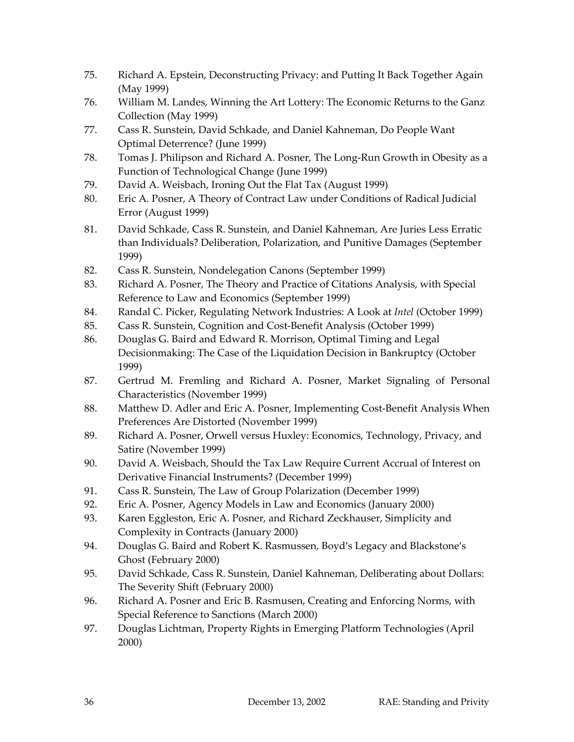75. Richard A. Epstein, Deconstructing Privacy: and Putting It Back Together Again (May 1999)
76. William M. Landes, Winning the Art Lottery: The Economic Returns to the Ganz Collection (May 1999)
77. Cass R. Sunstein, David Schkade, and Daniel Kahneman, Do People Want Optimal Deterrence? (June 1999)
78. Tomas J. Philipson and Richard A. Posner, The Long-Run Growth in Obesity as a Function of Technological Change (June 1999)
79. David A. Weisbach, Ironing Out the Flat Tax (August 1999)
80. Eric A. Posner, A Theory of Contract Law under Conditions of Radical Judicial Error (August 1999)
81. David Schkade, Cass R. Sunstein, and Daniel Kahneman, Are Juries Less Erratic than Individuals? Deliberation, Polarization, and Punitive Damages (September 1999)
82. Cass R. Sunstein, Nondelegation Canons (September 1999)
83. Richard A. Posner, The Theory and Practice of Citations Analysis, with Special Reference to Law and Economics (September 1999)
84. Randal C. Picker, Regulating Network Industries: A Look at *Intel* (October 1999)
85. Cass R. Sunstein, Cognition and Cost-Benefit Analysis (October 1999)
86. Douglas G. Baird and Edward R. Morrison, Optimal Timing and Legal Decisionmaking: The Case of the Liquidation Decision in Bankruptcy (October 1999)
87. Gertrud M. Fremling and Richard A. Posner, Market Signaling of Personal Characteristics (November 1999)
88. Matthew D. Adler and Eric A. Posner, Implementing Cost-Benefit Analysis When Preferences Are Distorted (November 1999)
89. Richard A. Posner, Orwell versus Huxley: Economics, Technology, Privacy, and Satire (November 1999)
90. David A. Weisbach, Should the Tax Law Require Current Accrual of Interest on Derivative Financial Instruments? (December 1999)
91. Cass R. Sunstein, The Law of Group Polarization (December 1999)
92. Eric A. Posner, Agency Models in Law and Economics (January 2000)
93. Karen Eggleston, Eric A. Posner, and Richard Zeckhauser, Simplicity and Complexity in Contracts (January 2000)
94. Douglas G. Baird and Robert K. Rasmussen, Boyd's Legacy and Blackstone's Ghost (February 2000)
95. David Schkade, Cass R. Sunstein, Daniel Kahneman, Deliberating about Dollars: The Severity Shift (February 2000)
96. Richard A. Posner and Eric B. Rasmusen, Creating and Enforcing Norms, with Special Reference to Sanctions (March 2000)
97. Douglas Lichtman, Property Rights in Emerging Platform Technologies (April 2000)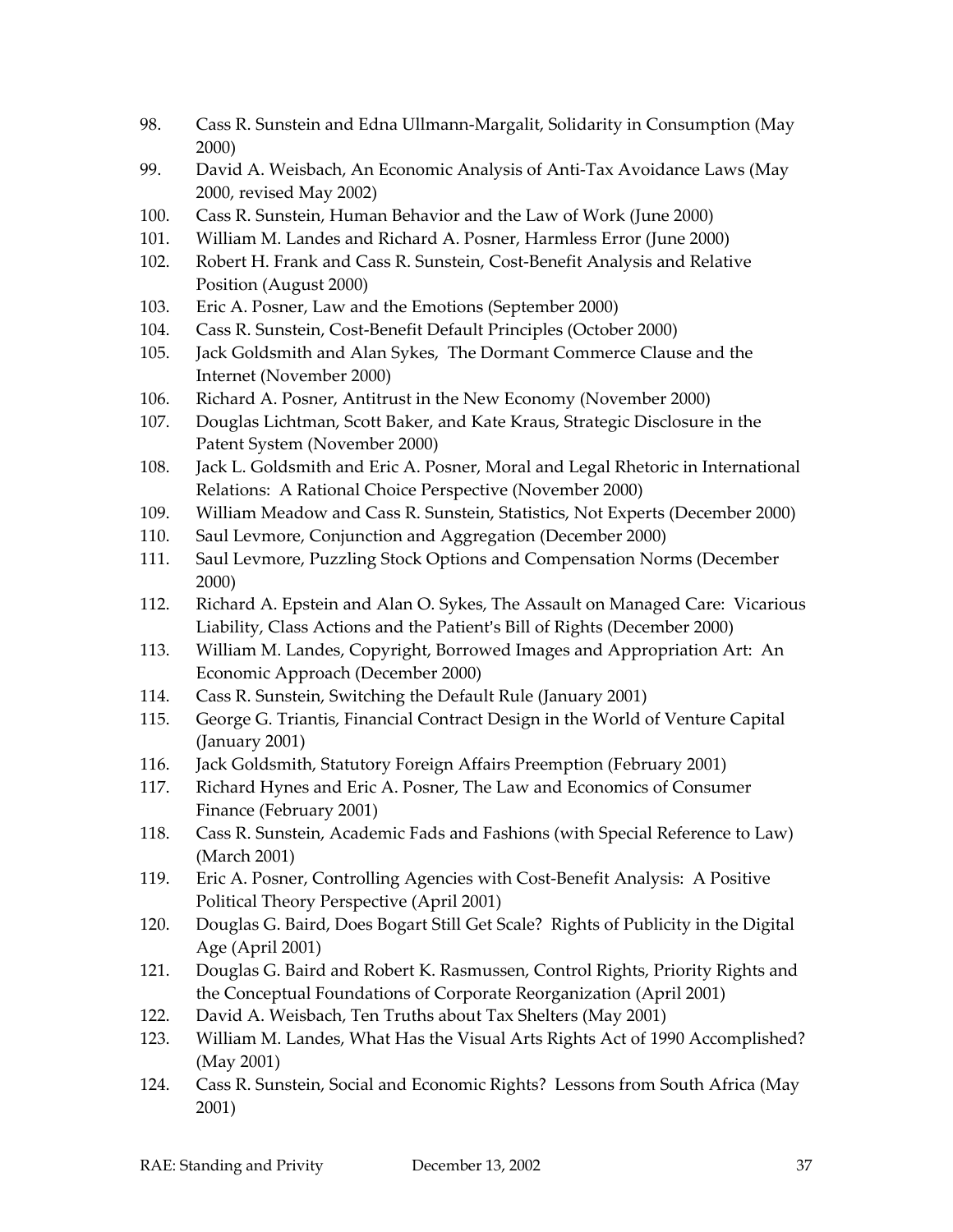98. Cass R. Sunstein and Edna Ullmann-Margalit, Solidarity in Consumption (May 2000)
99. David A. Weisbach, An Economic Analysis of Anti-Tax Avoidance Laws (May 2000, revised May 2002)
100. Cass R. Sunstein, Human Behavior and the Law of Work (June 2000)
101. William M. Landes and Richard A. Posner, Harmless Error (June 2000)
102. Robert H. Frank and Cass R. Sunstein, Cost-Benefit Analysis and Relative Position (August 2000)
103. Eric A. Posner, Law and the Emotions (September 2000)
104. Cass R. Sunstein, Cost-Benefit Default Principles (October 2000)
105. Jack Goldsmith and Alan Sykes, The Dormant Commerce Clause and the Internet (November 2000)
106. Richard A. Posner, Antitrust in the New Economy (November 2000)
107. Douglas Lichtman, Scott Baker, and Kate Kraus, Strategic Disclosure in the Patent System (November 2000)
108. Jack L. Goldsmith and Eric A. Posner, Moral and Legal Rhetoric in International Relations: A Rational Choice Perspective (November 2000)
109. William Meadow and Cass R. Sunstein, Statistics, Not Experts (December 2000)
110. Saul Levmore, Conjunction and Aggregation (December 2000)
111. Saul Levmore, Puzzling Stock Options and Compensation Norms (December 2000)
112. Richard A. Epstein and Alan O. Sykes, The Assault on Managed Care: Vicarious Liability, Class Actions and the Patient's Bill of Rights (December 2000)
113. William M. Landes, Copyright, Borrowed Images and Appropriation Art: An Economic Approach (December 2000)
114. Cass R. Sunstein, Switching the Default Rule (January 2001)
115. George G. Triantis, Financial Contract Design in the World of Venture Capital (January 2001)
116. Jack Goldsmith, Statutory Foreign Affairs Preemption (February 2001)
117. Richard Hynes and Eric A. Posner, The Law and Economics of Consumer Finance (February 2001)
118. Cass R. Sunstein, Academic Fads and Fashions (with Special Reference to Law) (March 2001)
119. Eric A. Posner, Controlling Agencies with Cost-Benefit Analysis: A Positive Political Theory Perspective (April 2001)
120. Douglas G. Baird, Does Bogart Still Get Scale? Rights of Publicity in the Digital Age (April 2001)
121. Douglas G. Baird and Robert K. Rasmussen, Control Rights, Priority Rights and the Conceptual Foundations of Corporate Reorganization (April 2001)
122. David A. Weisbach, Ten Truths about Tax Shelters (May 2001)
123. William M. Landes, What Has the Visual Arts Rights Act of 1990 Accomplished? (May 2001)
124. Cass R. Sunstein, Social and Economic Rights? Lessons from South Africa (May 2001)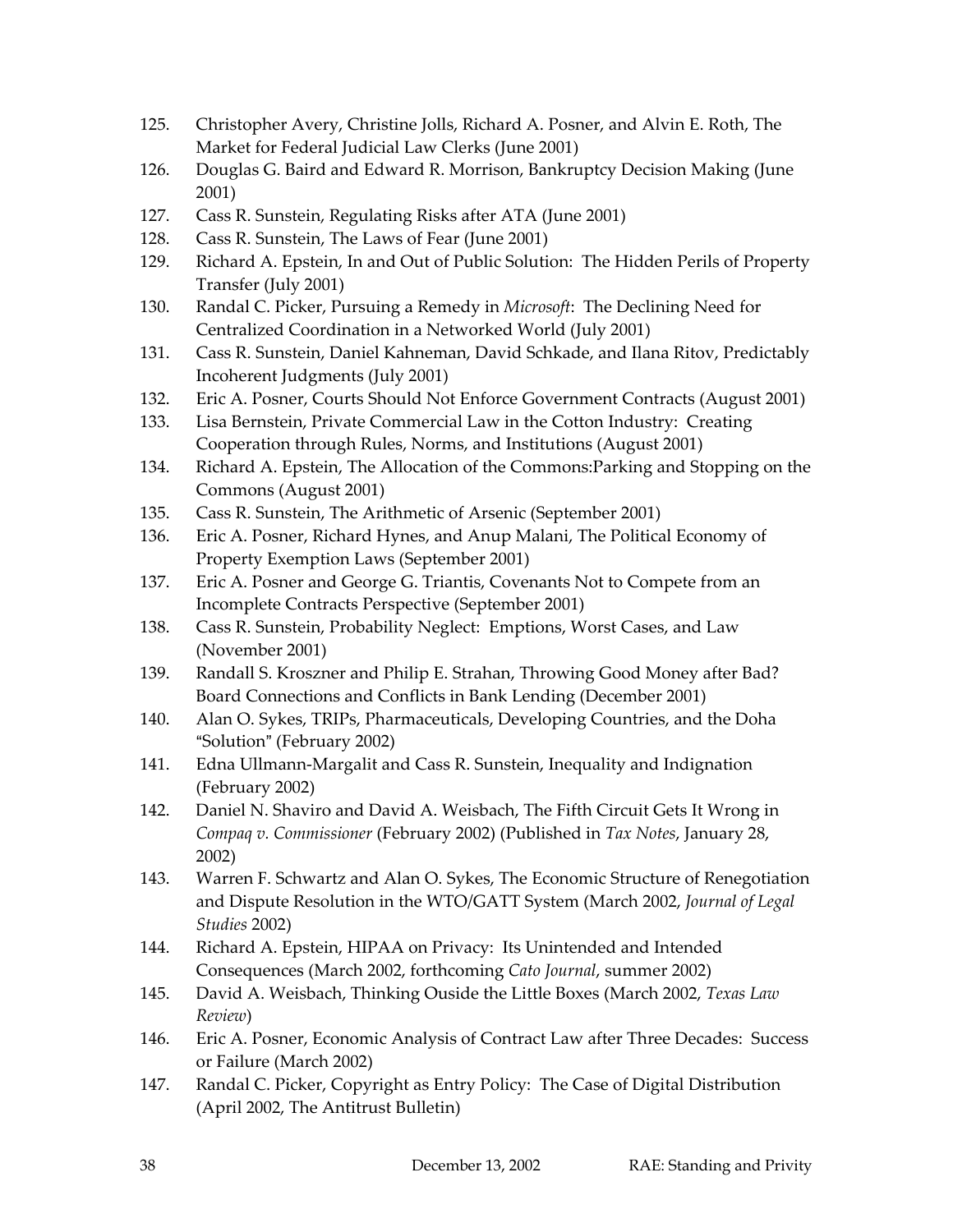125. Christopher Avery, Christine Jolls, Richard A. Posner, and Alvin E. Roth, The Market for Federal Judicial Law Clerks (June 2001)
126. Douglas G. Baird and Edward R. Morrison, Bankruptcy Decision Making (June 2001)
127. Cass R. Sunstein, Regulating Risks after ATA (June 2001)
128. Cass R. Sunstein, The Laws of Fear (June 2001)
129. Richard A. Epstein, In and Out of Public Solution: The Hidden Perils of Property Transfer (July 2001)
130. Randal C. Picker, Pursuing a Remedy in *Microsoft*: The Declining Need for Centralized Coordination in a Networked World (July 2001)
131. Cass R. Sunstein, Daniel Kahneman, David Schkade, and Ilana Ritov, Predictably Incoherent Judgments (July 2001)
132. Eric A. Posner, Courts Should Not Enforce Government Contracts (August 2001)
133. Lisa Bernstein, Private Commercial Law in the Cotton Industry: Creating Cooperation through Rules, Norms, and Institutions (August 2001)
134. Richard A. Epstein, The Allocation of the Commons:Parking and Stopping on the Commons (August 2001)
135. Cass R. Sunstein, The Arithmetic of Arsenic (September 2001)
136. Eric A. Posner, Richard Hynes, and Anup Malani, The Political Economy of Property Exemption Laws (September 2001)
137. Eric A. Posner and George G. Triantis, Covenants Not to Compete from an Incomplete Contracts Perspective (September 2001)
138. Cass R. Sunstein, Probability Neglect: Emptions, Worst Cases, and Law (November 2001)
139. Randall S. Kroszner and Philip E. Strahan, Throwing Good Money after Bad? Board Connections and Conflicts in Bank Lending (December 2001)
140. Alan O. Sykes, TRIPs, Pharmaceuticals, Developing Countries, and the Doha "Solution" (February 2002)
141. Edna Ullmann-Margalit and Cass R. Sunstein, Inequality and Indignation (February 2002)
142. Daniel N. Shaviro and David A. Weisbach, The Fifth Circuit Gets It Wrong in *Compaq v. Commissioner* (February 2002) (Published in *Tax Notes*, January 28, 2002)
143. Warren F. Schwartz and Alan O. Sykes, The Economic Structure of Renegotiation and Dispute Resolution in the WTO/GATT System (March 2002, *Journal of Legal Studies* 2002)
144. Richard A. Epstein, HIPAA on Privacy: Its Unintended and Intended Consequences (March 2002, forthcoming *Cato Journal*, summer 2002)
145. David A. Weisbach, Thinking Ouside the Little Boxes (March 2002, *Texas Law Review*)
146. Eric A. Posner, Economic Analysis of Contract Law after Three Decades: Success or Failure (March 2002)
147. Randal C. Picker, Copyright as Entry Policy: The Case of Digital Distribution (April 2002, The Antitrust Bulletin)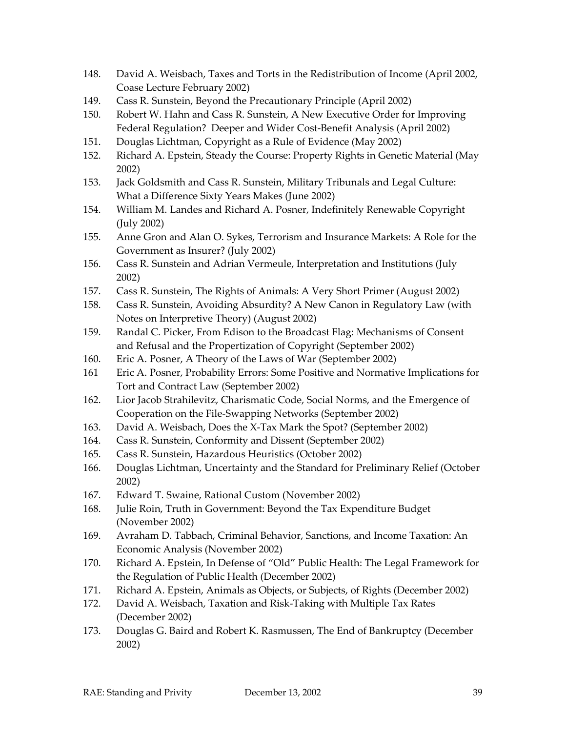148. David A. Weisbach, Taxes and Torts in the Redistribution of Income (April 2002, Coase Lecture February 2002)
149. Cass R. Sunstein, Beyond the Precautionary Principle (April 2002)
150. Robert W. Hahn and Cass R. Sunstein, A New Executive Order for Improving Federal Regulation? Deeper and Wider Cost-Benefit Analysis (April 2002)
151. Douglas Lichtman, Copyright as a Rule of Evidence (May 2002)
152. Richard A. Epstein, Steady the Course: Property Rights in Genetic Material (May 2002)
153. Jack Goldsmith and Cass R. Sunstein, Military Tribunals and Legal Culture: What a Difference Sixty Years Makes (June 2002)
154. William M. Landes and Richard A. Posner, Indefinitely Renewable Copyright (July 2002)
155. Anne Gron and Alan O. Sykes, Terrorism and Insurance Markets: A Role for the Government as Insurer? (July 2002)
156. Cass R. Sunstein and Adrian Vermeule, Interpretation and Institutions (July 2002)
157. Cass R. Sunstein, The Rights of Animals: A Very Short Primer (August 2002)
158. Cass R. Sunstein, Avoiding Absurdity? A New Canon in Regulatory Law (with Notes on Interpretive Theory) (August 2002)
159. Randal C. Picker, From Edison to the Broadcast Flag: Mechanisms of Consent and Refusal and the Propertization of Copyright (September 2002)
160. Eric A. Posner, A Theory of the Laws of War (September 2002)
161 Eric A. Posner, Probability Errors: Some Positive and Normative Implications for Tort and Contract Law (September 2002)
162. Lior Jacob Strahilevitz, Charismatic Code, Social Norms, and the Emergence of Cooperation on the File-Swapping Networks (September 2002)
163. David A. Weisbach, Does the X-Tax Mark the Spot? (September 2002)
164. Cass R. Sunstein, Conformity and Dissent (September 2002)
165. Cass R. Sunstein, Hazardous Heuristics (October 2002)
166. Douglas Lichtman, Uncertainty and the Standard for Preliminary Relief (October 2002)
167. Edward T. Swaine, Rational Custom (November 2002)
168. Julie Roin, Truth in Government: Beyond the Tax Expenditure Budget (November 2002)
169. Avraham D. Tabbach, Criminal Behavior, Sanctions, and Income Taxation: An Economic Analysis (November 2002)
170. Richard A. Epstein, In Defense of "Old" Public Health: The Legal Framework for the Regulation of Public Health (December 2002)
171. Richard A. Epstein, Animals as Objects, or Subjects, of Rights (December 2002)
172. David A. Weisbach, Taxation and Risk-Taking with Multiple Tax Rates (December 2002)
173. Douglas G. Baird and Robert K. Rasmussen, The End of Bankruptcy (December 2002)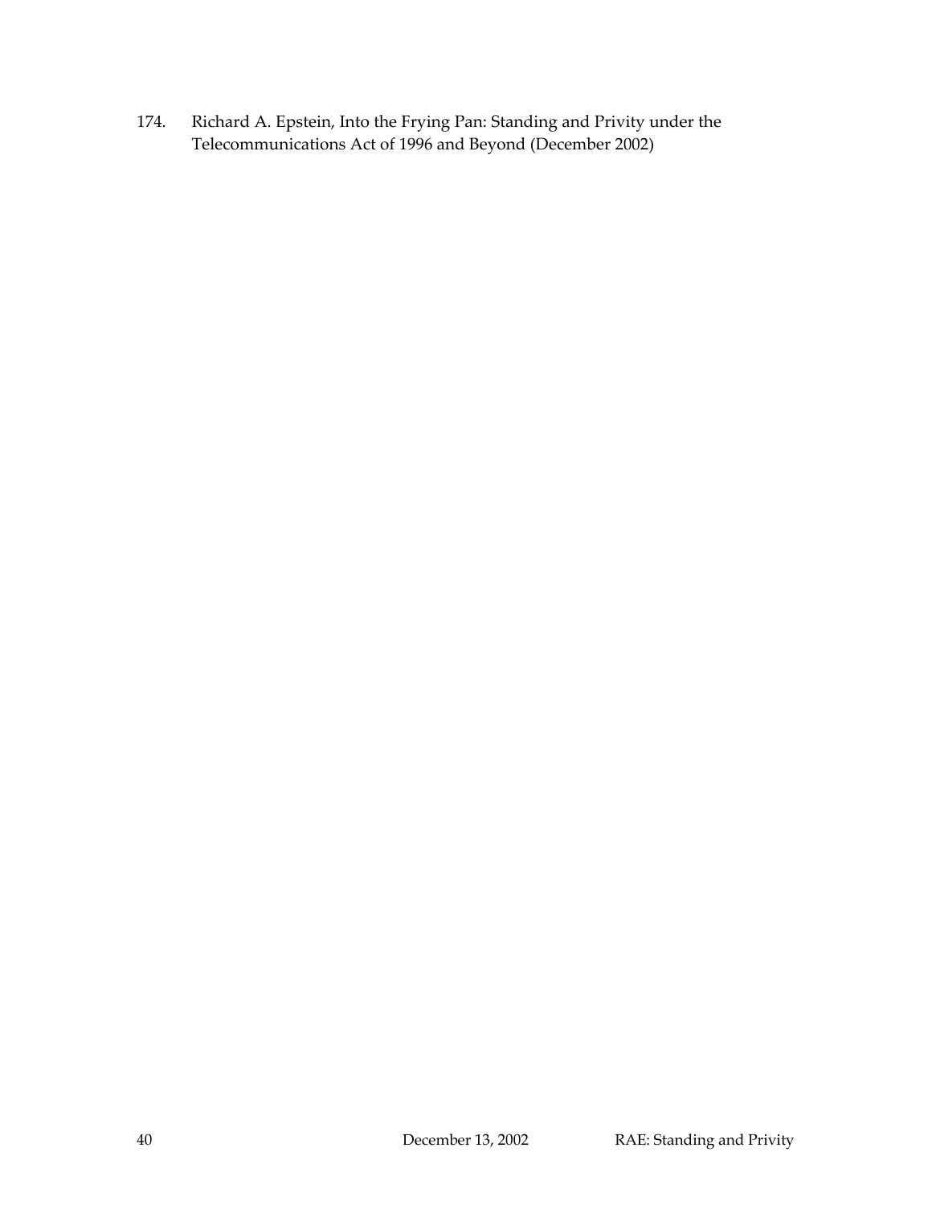174. Richard A. Epstein, Into the Frying Pan: Standing and Privity under the Telecommunications Act of 1996 and Beyond (December 2002)